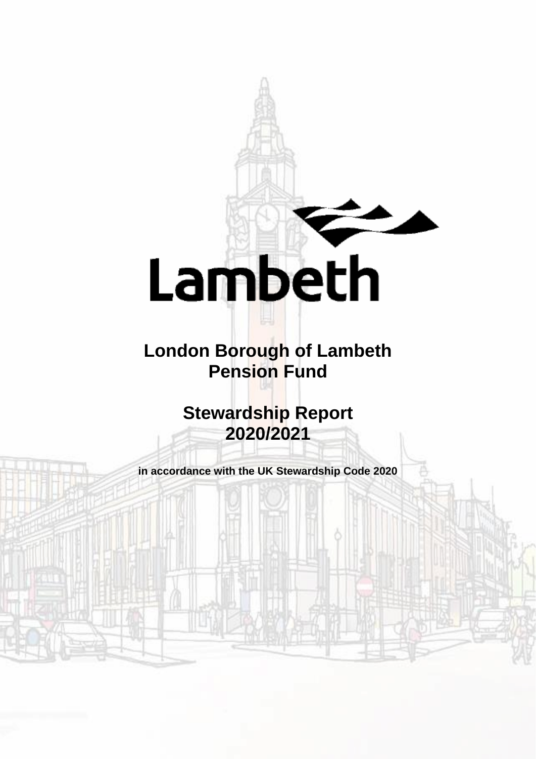Lambeth

# London Borough of Lambeth Pension Fund

# Stewardship Report 2020/2021

**in accordance with the UK Stewardship Code 2020**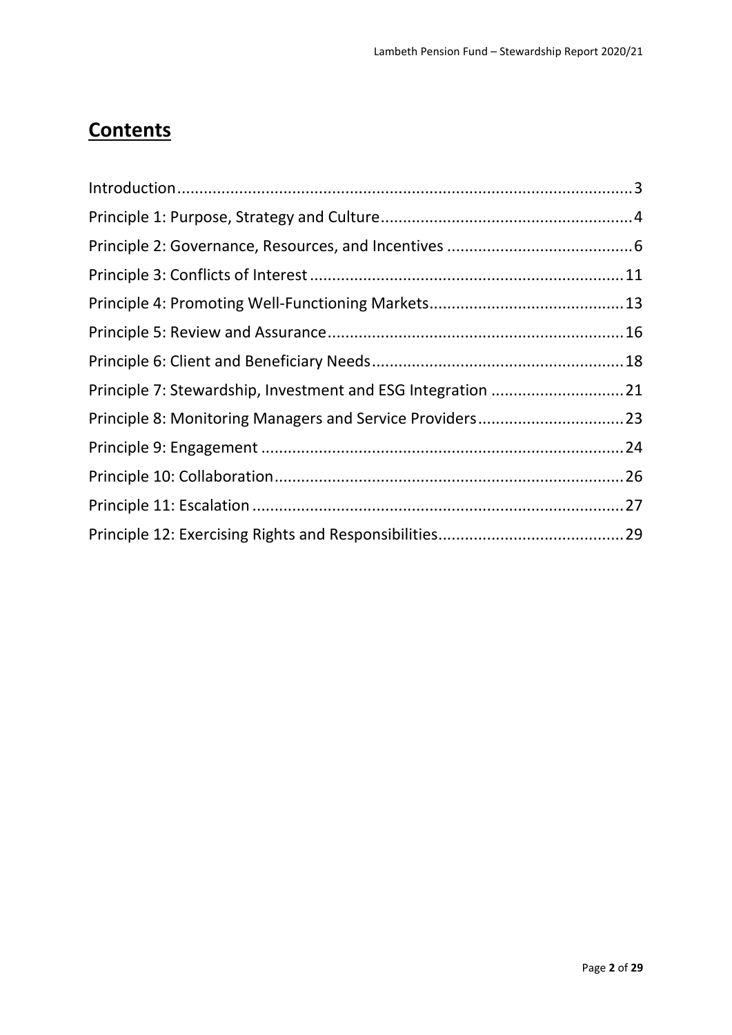# Contents

Introduction.....3
Principle 1: Purpose, Strategy and Culture.....4
Principle 2: Governance, Resources, and Incentives.....6
Principle 3: Conflicts of Interest.....11
Principle 4: Promoting Well-Functioning Markets.....13
Principle 5: Review and Assurance.....16
Principle 6: Client and Beneficiary Needs.....18
Principle 7: Stewardship, Investment and ESG Integration.....21
Principle 8: Monitoring Managers and Service Providers.....23
Principle 9: Engagement.....24
Principle 10: Collaboration.....26
Principle 11: Escalation.....27
Principle 12: Exercising Rights and Responsibilities.....29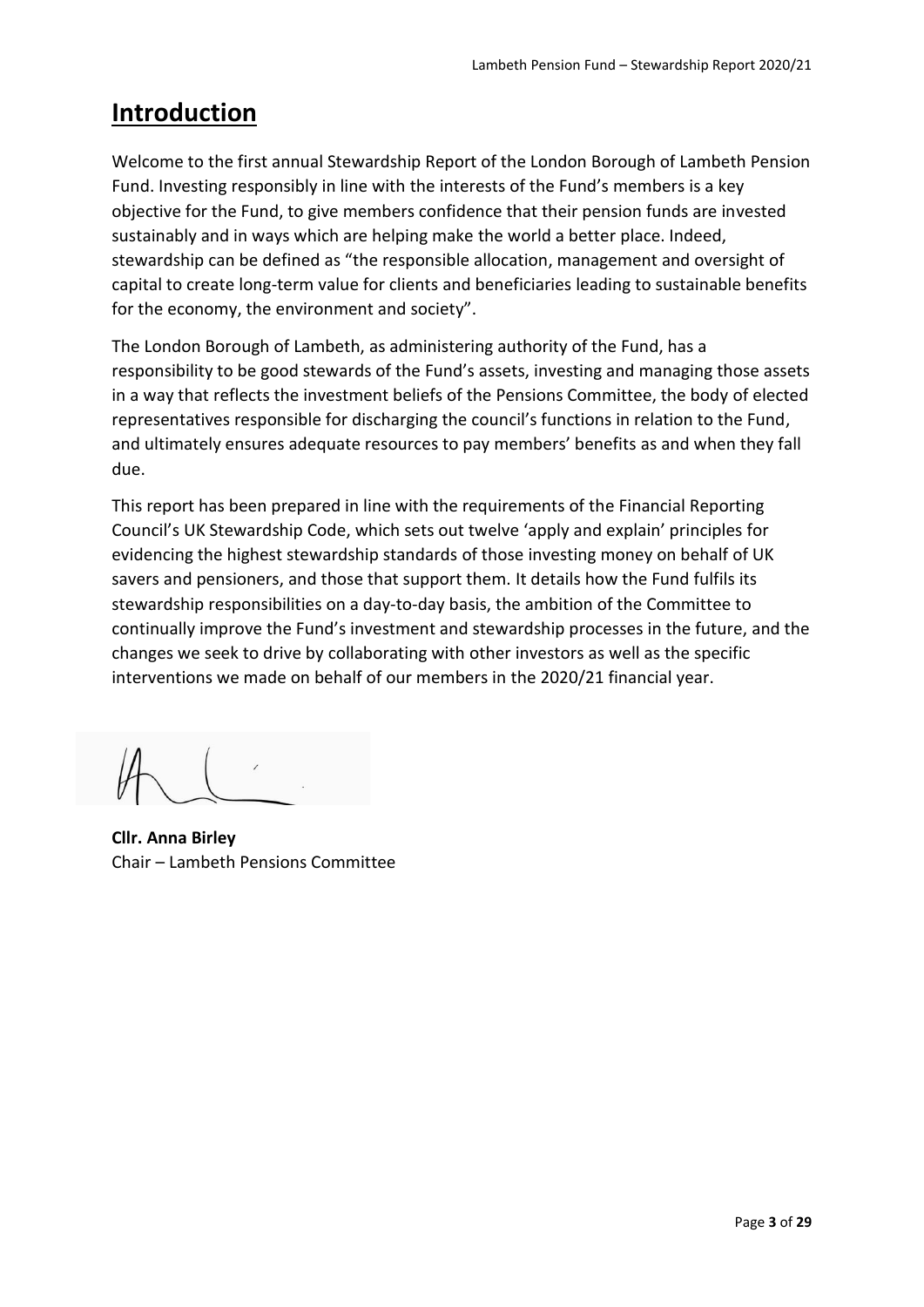# Introduction

Welcome to the first annual Stewardship Report of the London Borough of Lambeth Pension Fund. Investing responsibly in line with the interests of the Fund's members is a key objective for the Fund, to give members confidence that their pension funds are invested sustainably and in ways which are helping make the world a better place. Indeed, stewardship can be defined as "the responsible allocation, management and oversight of capital to create long-term value for clients and beneficiaries leading to sustainable benefits for the economy, the environment and society".

The London Borough of Lambeth, as administering authority of the Fund, has a responsibility to be good stewards of the Fund's assets, investing and managing those assets in a way that reflects the investment beliefs of the Pensions Committee, the body of elected representatives responsible for discharging the council's functions in relation to the Fund, and ultimately ensures adequate resources to pay members' benefits as and when they fall due.

This report has been prepared in line with the requirements of the Financial Reporting Council's UK Stewardship Code, which sets out twelve 'apply and explain' principles for evidencing the highest stewardship standards of those investing money on behalf of UK savers and pensioners, and those that support them. It details how the Fund fulfils its stewardship responsibilities on a day-to-day basis, the ambition of the Committee to continually improve the Fund's investment and stewardship processes in the future, and the changes we seek to drive by collaborating with other investors as well as the specific interventions we made on behalf of our members in the 2020/21 financial year.

**Cllr. Anna Birley**
Chair – Lambeth Pensions Committee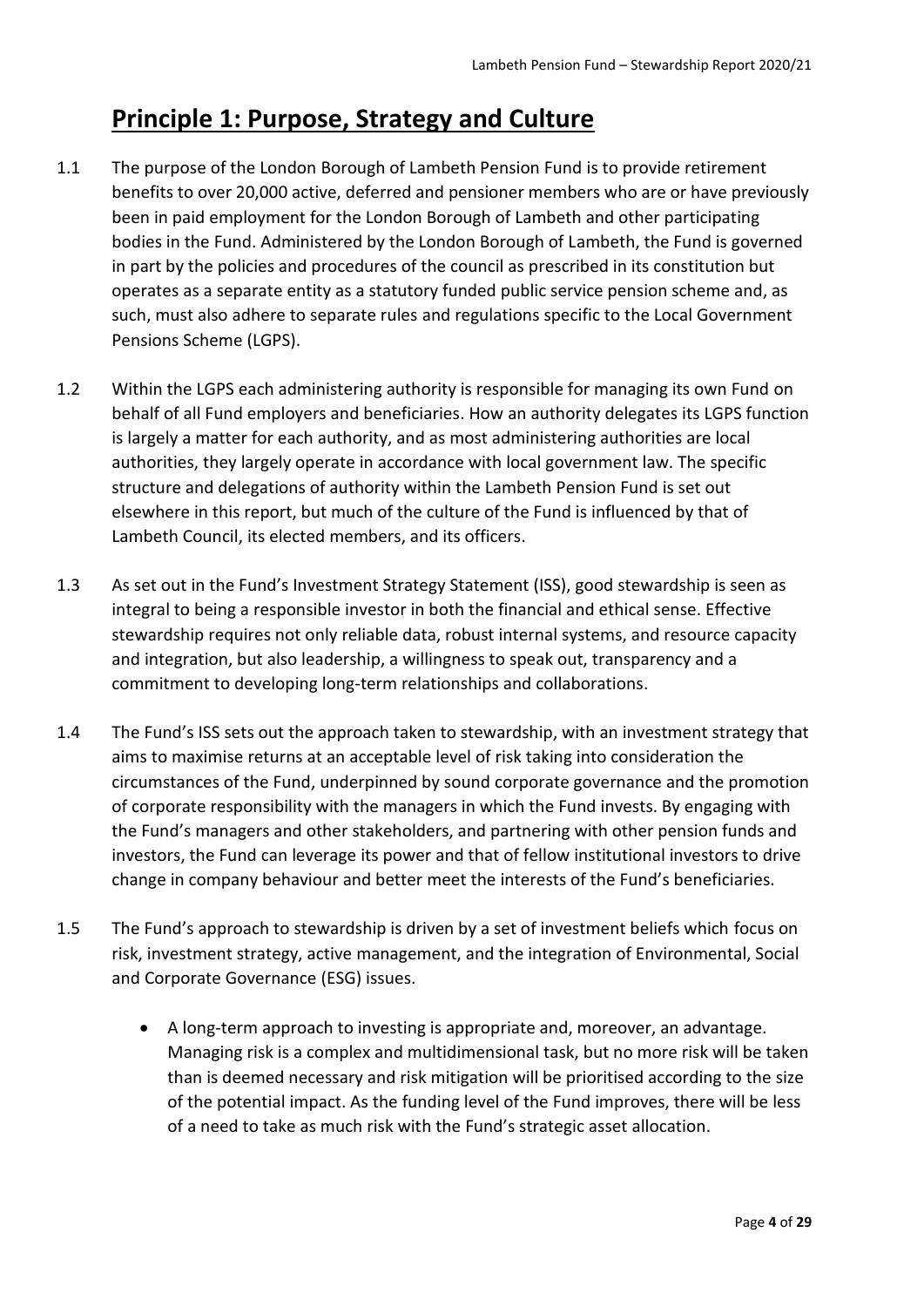# Principle 1: Purpose, Strategy and Culture

1.1 The purpose of the London Borough of Lambeth Pension Fund is to provide retirement benefits to over 20,000 active, deferred and pensioner members who are or have previously been in paid employment for the London Borough of Lambeth and other participating bodies in the Fund. Administered by the London Borough of Lambeth, the Fund is governed in part by the policies and procedures of the council as prescribed in its constitution but operates as a separate entity as a statutory funded public service pension scheme and, as such, must also adhere to separate rules and regulations specific to the Local Government Pensions Scheme (LGPS).

1.2 Within the LGPS each administering authority is responsible for managing its own Fund on behalf of all Fund employers and beneficiaries. How an authority delegates its LGPS function is largely a matter for each authority, and as most administering authorities are local authorities, they largely operate in accordance with local government law. The specific structure and delegations of authority within the Lambeth Pension Fund is set out elsewhere in this report, but much of the culture of the Fund is influenced by that of Lambeth Council, its elected members, and its officers.

1.3 As set out in the Fund's Investment Strategy Statement (ISS), good stewardship is seen as integral to being a responsible investor in both the financial and ethical sense. Effective stewardship requires not only reliable data, robust internal systems, and resource capacity and integration, but also leadership, a willingness to speak out, transparency and a commitment to developing long-term relationships and collaborations.

1.4 The Fund's ISS sets out the approach taken to stewardship, with an investment strategy that aims to maximise returns at an acceptable level of risk taking into consideration the circumstances of the Fund, underpinned by sound corporate governance and the promotion of corporate responsibility with the managers in which the Fund invests. By engaging with the Fund's managers and other stakeholders, and partnering with other pension funds and investors, the Fund can leverage its power and that of fellow institutional investors to drive change in company behaviour and better meet the interests of the Fund's beneficiaries.

1.5 The Fund's approach to stewardship is driven by a set of investment beliefs which focus on risk, investment strategy, active management, and the integration of Environmental, Social and Corporate Governance (ESG) issues.

- A long-term approach to investing is appropriate and, moreover, an advantage. Managing risk is a complex and multidimensional task, but no more risk will be taken than is deemed necessary and risk mitigation will be prioritised according to the size of the potential impact. As the funding level of the Fund improves, there will be less of a need to take as much risk with the Fund's strategic asset allocation.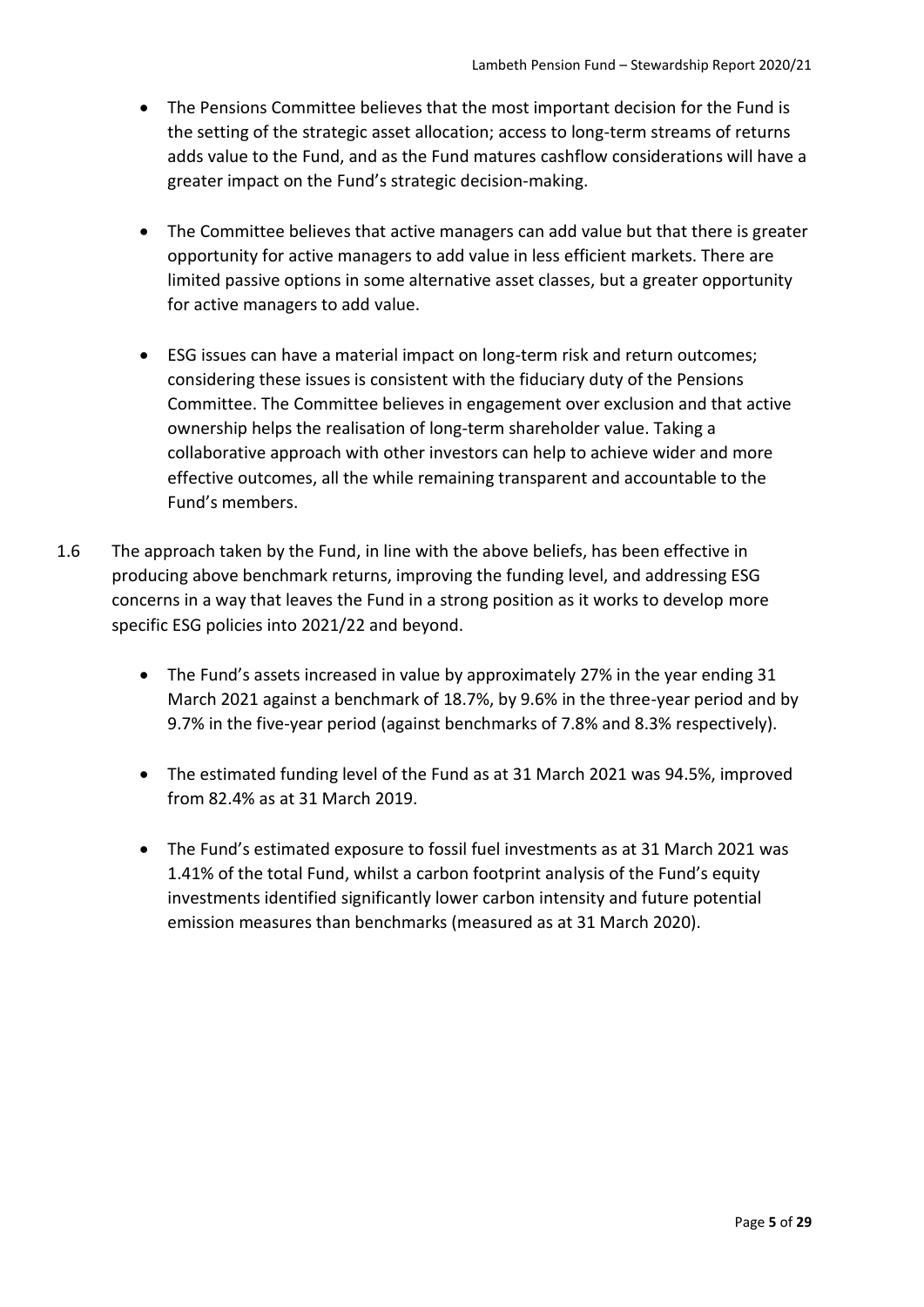- The Pensions Committee believes that the most important decision for the Fund is the setting of the strategic asset allocation; access to long-term streams of returns adds value to the Fund, and as the Fund matures cashflow considerations will have a greater impact on the Fund's strategic decision-making.

- The Committee believes that active managers can add value but that there is greater opportunity for active managers to add value in less efficient markets. There are limited passive options in some alternative asset classes, but a greater opportunity for active managers to add value.

- ESG issues can have a material impact on long-term risk and return outcomes; considering these issues is consistent with the fiduciary duty of the Pensions Committee. The Committee believes in engagement over exclusion and that active ownership helps the realisation of long-term shareholder value. Taking a collaborative approach with other investors can help to achieve wider and more effective outcomes, all the while remaining transparent and accountable to the Fund's members.

1.6 The approach taken by the Fund, in line with the above beliefs, has been effective in producing above benchmark returns, improving the funding level, and addressing ESG concerns in a way that leaves the Fund in a strong position as it works to develop more specific ESG policies into 2021/22 and beyond.

- The Fund's assets increased in value by approximately 27% in the year ending 31 March 2021 against a benchmark of 18.7%, by 9.6% in the three-year period and by 9.7% in the five-year period (against benchmarks of 7.8% and 8.3% respectively).

- The estimated funding level of the Fund as at 31 March 2021 was 94.5%, improved from 82.4% as at 31 March 2019.

- The Fund's estimated exposure to fossil fuel investments as at 31 March 2021 was 1.41% of the total Fund, whilst a carbon footprint analysis of the Fund's equity investments identified significantly lower carbon intensity and future potential emission measures than benchmarks (measured as at 31 March 2020).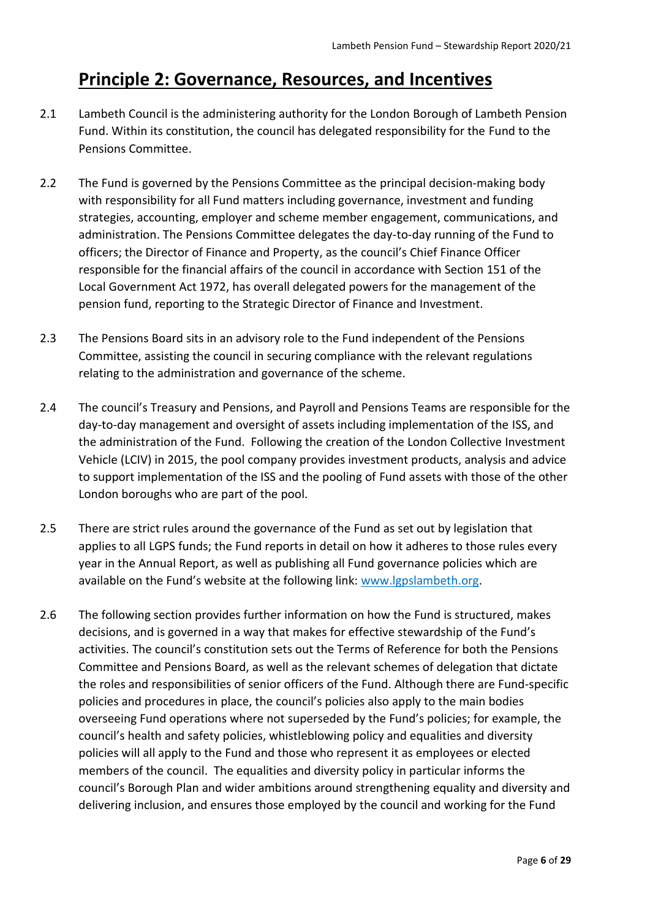## Principle 2: Governance, Resources, and Incentives

2.1 Lambeth Council is the administering authority for the London Borough of Lambeth Pension Fund. Within its constitution, the council has delegated responsibility for the Fund to the Pensions Committee.

2.2 The Fund is governed by the Pensions Committee as the principal decision-making body with responsibility for all Fund matters including governance, investment and funding strategies, accounting, employer and scheme member engagement, communications, and administration. The Pensions Committee delegates the day-to-day running of the Fund to officers; the Director of Finance and Property, as the council's Chief Finance Officer responsible for the financial affairs of the council in accordance with Section 151 of the Local Government Act 1972, has overall delegated powers for the management of the pension fund, reporting to the Strategic Director of Finance and Investment.

2.3 The Pensions Board sits in an advisory role to the Fund independent of the Pensions Committee, assisting the council in securing compliance with the relevant regulations relating to the administration and governance of the scheme.

2.4 The council's Treasury and Pensions, and Payroll and Pensions Teams are responsible for the day-to-day management and oversight of assets including implementation of the ISS, and the administration of the Fund. Following the creation of the London Collective Investment Vehicle (LCIV) in 2015, the pool company provides investment products, analysis and advice to support implementation of the ISS and the pooling of Fund assets with those of the other London boroughs who are part of the pool.

2.5 There are strict rules around the governance of the Fund as set out by legislation that applies to all LGPS funds; the Fund reports in detail on how it adheres to those rules every year in the Annual Report, as well as publishing all Fund governance policies which are available on the Fund's website at the following link: [www.lgpslambeth.org](www.lgpslambeth.org).

2.6 The following section provides further information on how the Fund is structured, makes decisions, and is governed in a way that makes for effective stewardship of the Fund's activities. The council's constitution sets out the Terms of Reference for both the Pensions Committee and Pensions Board, as well as the relevant schemes of delegation that dictate the roles and responsibilities of senior officers of the Fund. Although there are Fund-specific policies and procedures in place, the council's policies also apply to the main bodies overseeing Fund operations where not superseded by the Fund's policies; for example, the council's health and safety policies, whistleblowing policy and equalities and diversity policies will all apply to the Fund and those who represent it as employees or elected members of the council. The equalities and diversity policy in particular informs the council's Borough Plan and wider ambitions around strengthening equality and diversity and delivering inclusion, and ensures those employed by the council and working for the Fund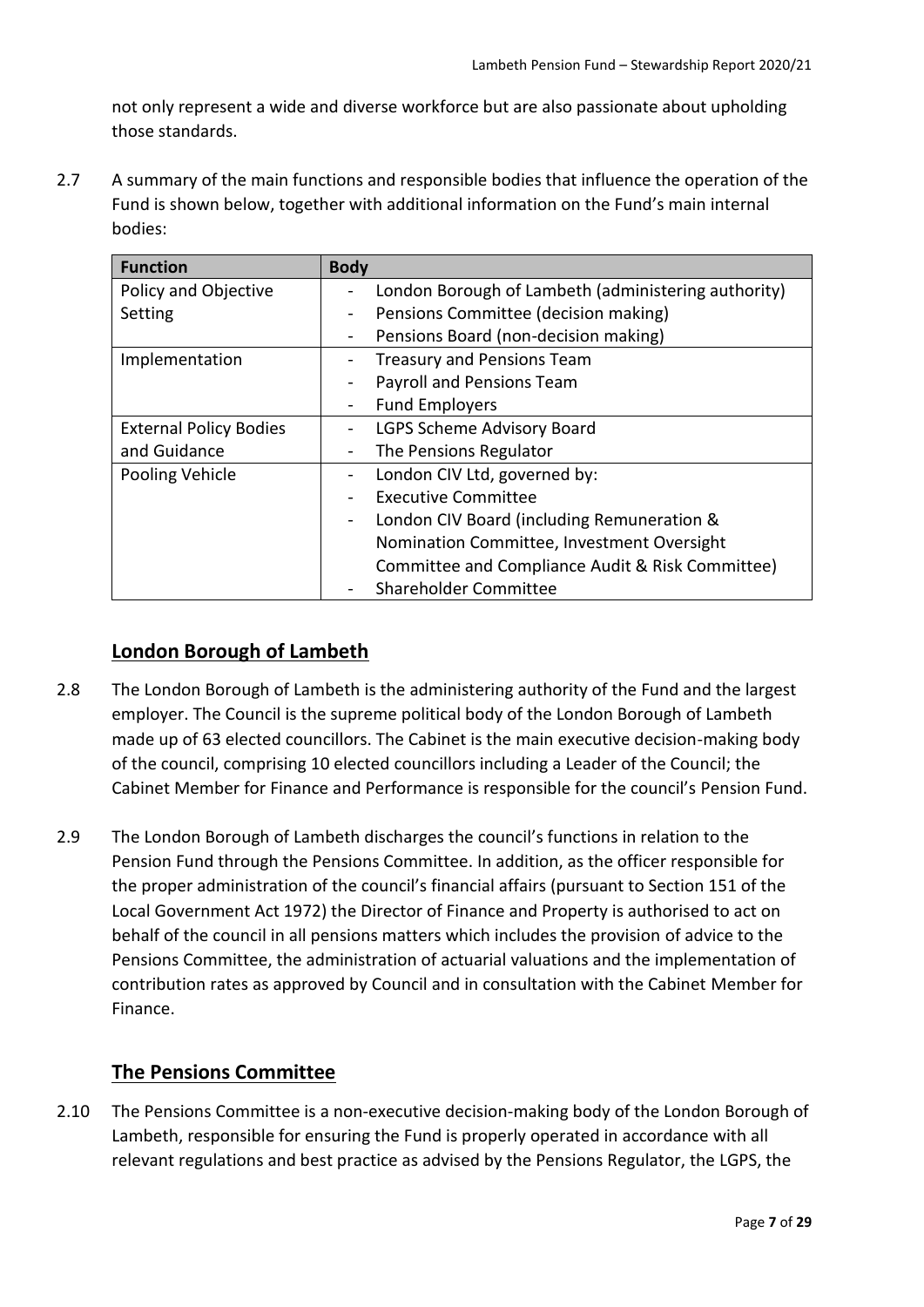not only represent a wide and diverse workforce but are also passionate about upholding those standards.

2.7 A summary of the main functions and responsible bodies that influence the operation of the Fund is shown below, together with additional information on the Fund's main internal bodies:

| Function | Body |
|---|---|
| Policy and Objective Setting | - London Borough of Lambeth (administering authority)<br>- Pensions Committee (decision making)<br>- Pensions Board (non-decision making) |
| Implementation | - Treasury and Pensions Team<br>- Payroll and Pensions Team<br>- Fund Employers |
| External Policy Bodies and Guidance | - LGPS Scheme Advisory Board<br>- The Pensions Regulator |
| Pooling Vehicle | - London CIV Ltd, governed by:<br>- Executive Committee<br>- London CIV Board (including Remuneration & Nomination Committee, Investment Oversight Committee and Compliance Audit & Risk Committee)<br>- Shareholder Committee |

## London Borough of Lambeth

2.8 The London Borough of Lambeth is the administering authority of the Fund and the largest employer. The Council is the supreme political body of the London Borough of Lambeth made up of 63 elected councillors. The Cabinet is the main executive decision-making body of the council, comprising 10 elected councillors including a Leader of the Council; the Cabinet Member for Finance and Performance is responsible for the council's Pension Fund.

2.9 The London Borough of Lambeth discharges the council's functions in relation to the Pension Fund through the Pensions Committee. In addition, as the officer responsible for the proper administration of the council's financial affairs (pursuant to Section 151 of the Local Government Act 1972) the Director of Finance and Property is authorised to act on behalf of the council in all pensions matters which includes the provision of advice to the Pensions Committee, the administration of actuarial valuations and the implementation of contribution rates as approved by Council and in consultation with the Cabinet Member for Finance.

## The Pensions Committee

2.10 The Pensions Committee is a non-executive decision-making body of the London Borough of Lambeth, responsible for ensuring the Fund is properly operated in accordance with all relevant regulations and best practice as advised by the Pensions Regulator, the LGPS, the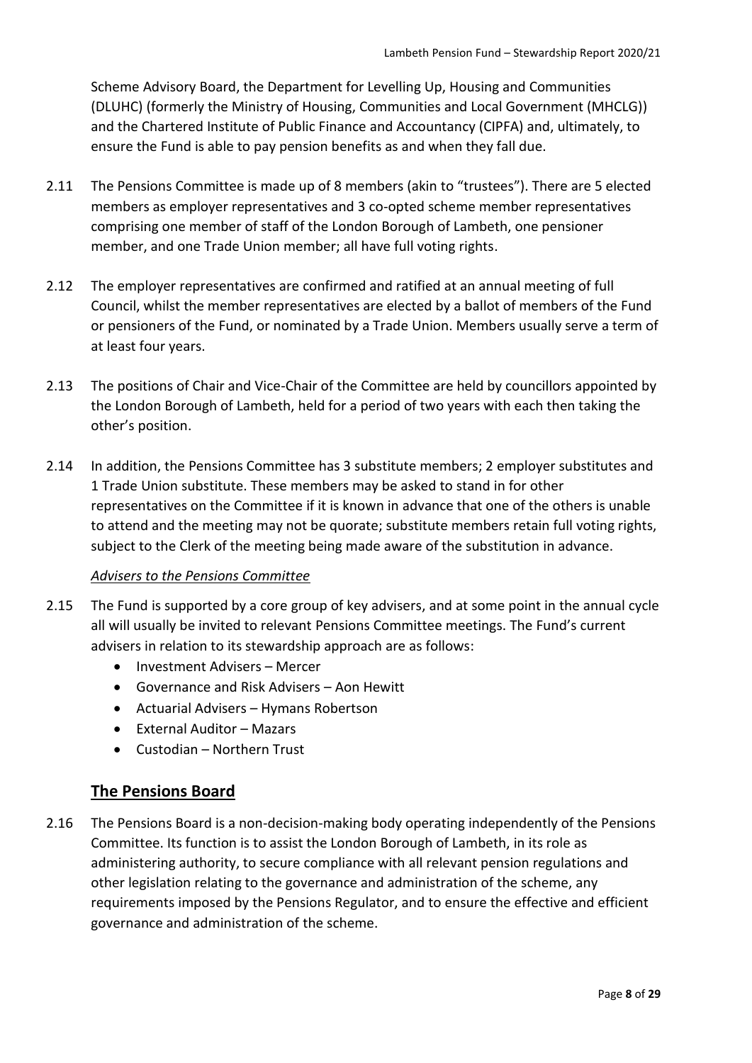Scheme Advisory Board, the Department for Levelling Up, Housing and Communities (DLUHC) (formerly the Ministry of Housing, Communities and Local Government (MHCLG)) and the Chartered Institute of Public Finance and Accountancy (CIPFA) and, ultimately, to ensure the Fund is able to pay pension benefits as and when they fall due.

2.11 The Pensions Committee is made up of 8 members (akin to "trustees"). There are 5 elected members as employer representatives and 3 co-opted scheme member representatives comprising one member of staff of the London Borough of Lambeth, one pensioner member, and one Trade Union member; all have full voting rights.

2.12 The employer representatives are confirmed and ratified at an annual meeting of full Council, whilst the member representatives are elected by a ballot of members of the Fund or pensioners of the Fund, or nominated by a Trade Union. Members usually serve a term of at least four years.

2.13 The positions of Chair and Vice-Chair of the Committee are held by councillors appointed by the London Borough of Lambeth, held for a period of two years with each then taking the other's position.

2.14 In addition, the Pensions Committee has 3 substitute members; 2 employer substitutes and 1 Trade Union substitute. These members may be asked to stand in for other representatives on the Committee if it is known in advance that one of the others is unable to attend and the meeting may not be quorate; substitute members retain full voting rights, subject to the Clerk of the meeting being made aware of the substitution in advance.

*Advisers to the Pensions Committee*

2.15 The Fund is supported by a core group of key advisers, and at some point in the annual cycle all will usually be invited to relevant Pensions Committee meetings. The Fund's current advisers in relation to its stewardship approach are as follows:

- Investment Advisers – Mercer
- Governance and Risk Advisers – Aon Hewitt
- Actuarial Advisers – Hymans Robertson
- External Auditor – Mazars
- Custodian – Northern Trust

## The Pensions Board

2.16 The Pensions Board is a non-decision-making body operating independently of the Pensions Committee. Its function is to assist the London Borough of Lambeth, in its role as administering authority, to secure compliance with all relevant pension regulations and other legislation relating to the governance and administration of the scheme, any requirements imposed by the Pensions Regulator, and to ensure the effective and efficient governance and administration of the scheme.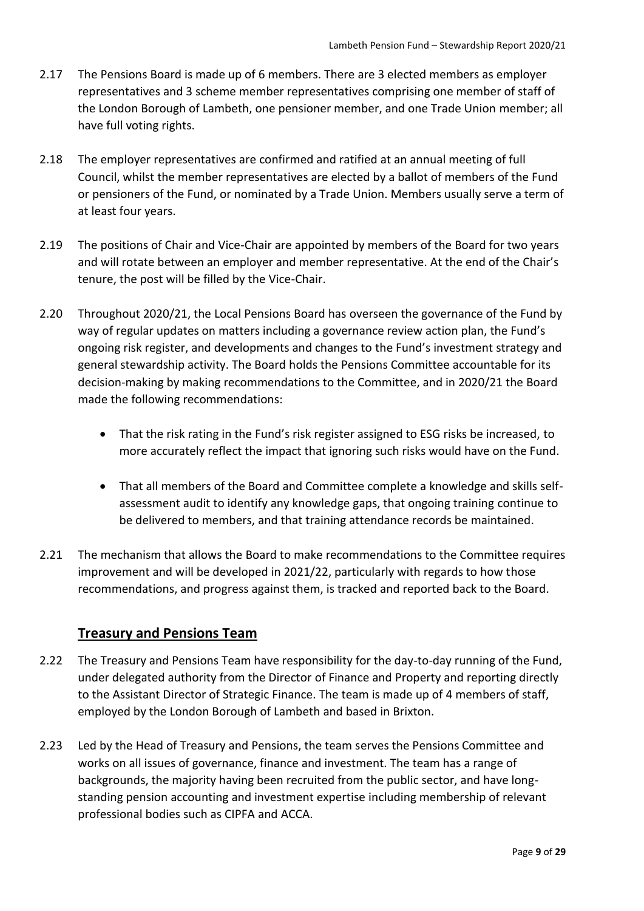2.17 The Pensions Board is made up of 6 members. There are 3 elected members as employer representatives and 3 scheme member representatives comprising one member of staff of the London Borough of Lambeth, one pensioner member, and one Trade Union member; all have full voting rights.

2.18 The employer representatives are confirmed and ratified at an annual meeting of full Council, whilst the member representatives are elected by a ballot of members of the Fund or pensioners of the Fund, or nominated by a Trade Union. Members usually serve a term of at least four years.

2.19 The positions of Chair and Vice-Chair are appointed by members of the Board for two years and will rotate between an employer and member representative. At the end of the Chair's tenure, the post will be filled by the Vice-Chair.

2.20 Throughout 2020/21, the Local Pensions Board has overseen the governance of the Fund by way of regular updates on matters including a governance review action plan, the Fund's ongoing risk register, and developments and changes to the Fund's investment strategy and general stewardship activity. The Board holds the Pensions Committee accountable for its decision-making by making recommendations to the Committee, and in 2020/21 the Board made the following recommendations:

- That the risk rating in the Fund's risk register assigned to ESG risks be increased, to more accurately reflect the impact that ignoring such risks would have on the Fund.
- That all members of the Board and Committee complete a knowledge and skills self-assessment audit to identify any knowledge gaps, that ongoing training continue to be delivered to members, and that training attendance records be maintained.

2.21 The mechanism that allows the Board to make recommendations to the Committee requires improvement and will be developed in 2021/22, particularly with regards to how those recommendations, and progress against them, is tracked and reported back to the Board.

## Treasury and Pensions Team

2.22 The Treasury and Pensions Team have responsibility for the day-to-day running of the Fund, under delegated authority from the Director of Finance and Property and reporting directly to the Assistant Director of Strategic Finance. The team is made up of 4 members of staff, employed by the London Borough of Lambeth and based in Brixton.

2.23 Led by the Head of Treasury and Pensions, the team serves the Pensions Committee and works on all issues of governance, finance and investment. The team has a range of backgrounds, the majority having been recruited from the public sector, and have long-standing pension accounting and investment expertise including membership of relevant professional bodies such as CIPFA and ACCA.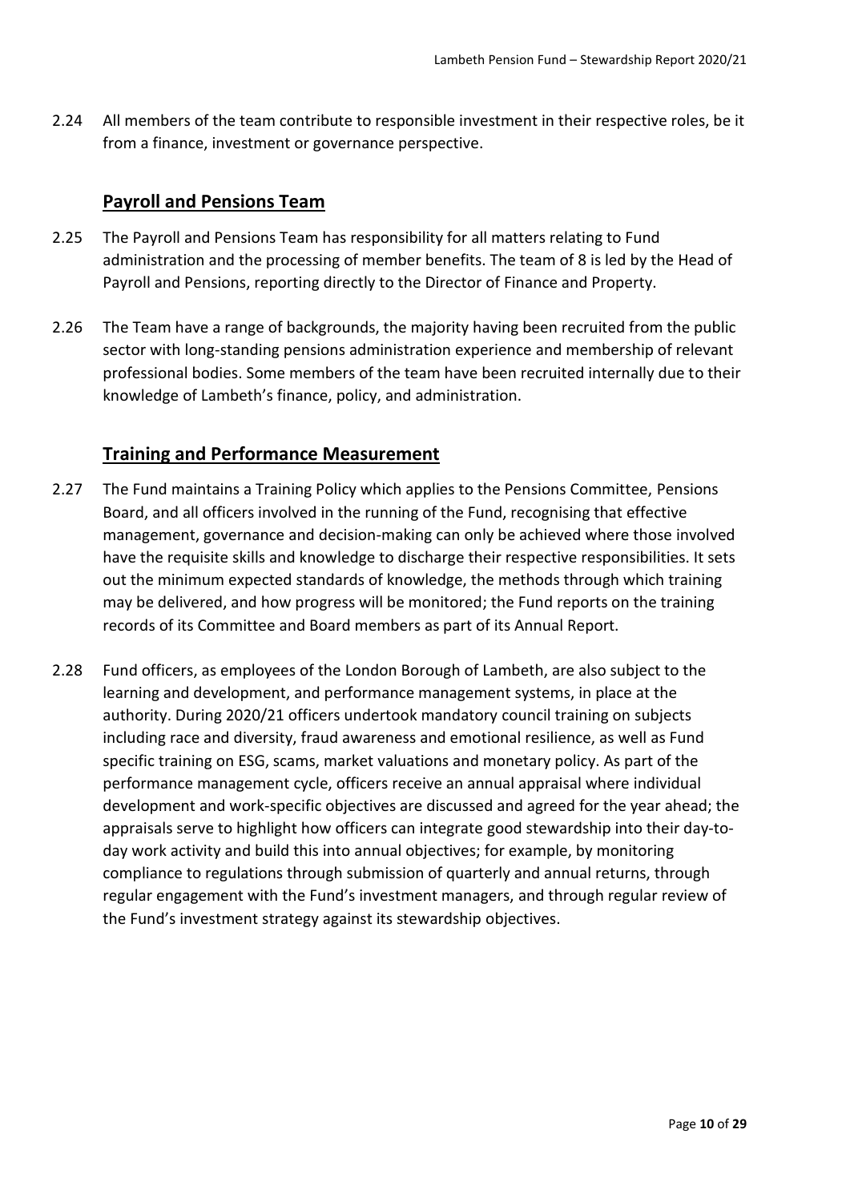2.24 All members of the team contribute to responsible investment in their respective roles, be it from a finance, investment or governance perspective.

## Payroll and Pensions Team

2.25 The Payroll and Pensions Team has responsibility for all matters relating to Fund administration and the processing of member benefits. The team of 8 is led by the Head of Payroll and Pensions, reporting directly to the Director of Finance and Property.

2.26 The Team have a range of backgrounds, the majority having been recruited from the public sector with long-standing pensions administration experience and membership of relevant professional bodies. Some members of the team have been recruited internally due to their knowledge of Lambeth's finance, policy, and administration.

## Training and Performance Measurement

2.27 The Fund maintains a Training Policy which applies to the Pensions Committee, Pensions Board, and all officers involved in the running of the Fund, recognising that effective management, governance and decision-making can only be achieved where those involved have the requisite skills and knowledge to discharge their respective responsibilities. It sets out the minimum expected standards of knowledge, the methods through which training may be delivered, and how progress will be monitored; the Fund reports on the training records of its Committee and Board members as part of its Annual Report.

2.28 Fund officers, as employees of the London Borough of Lambeth, are also subject to the learning and development, and performance management systems, in place at the authority. During 2020/21 officers undertook mandatory council training on subjects including race and diversity, fraud awareness and emotional resilience, as well as Fund specific training on ESG, scams, market valuations and monetary policy. As part of the performance management cycle, officers receive an annual appraisal where individual development and work-specific objectives are discussed and agreed for the year ahead; the appraisals serve to highlight how officers can integrate good stewardship into their day-to-day work activity and build this into annual objectives; for example, by monitoring compliance to regulations through submission of quarterly and annual returns, through regular engagement with the Fund's investment managers, and through regular review of the Fund's investment strategy against its stewardship objectives.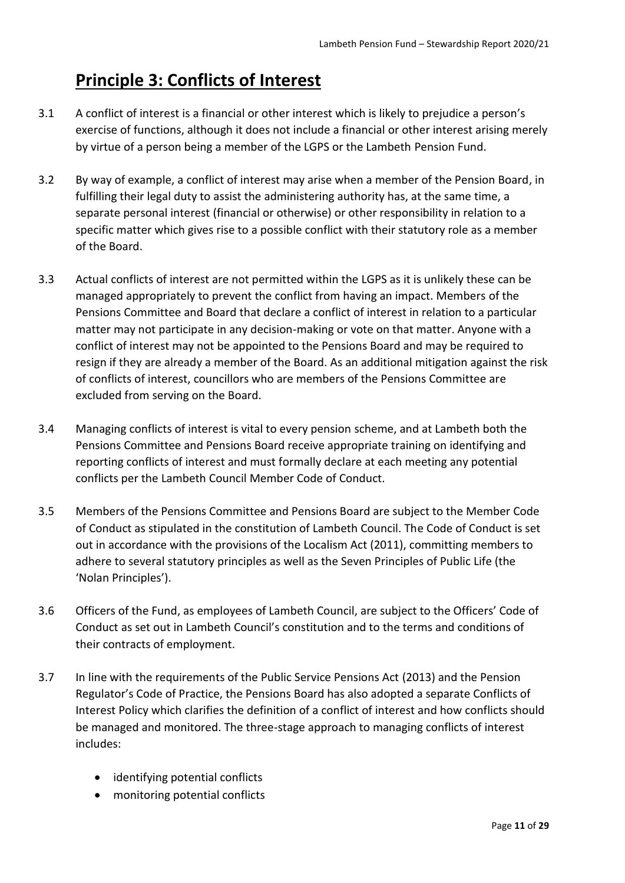# Principle 3: Conflicts of Interest

3.1 A conflict of interest is a financial or other interest which is likely to prejudice a person's exercise of functions, although it does not include a financial or other interest arising merely by virtue of a person being a member of the LGPS or the Lambeth Pension Fund.

3.2 By way of example, a conflict of interest may arise when a member of the Pension Board, in fulfilling their legal duty to assist the administering authority has, at the same time, a separate personal interest (financial or otherwise) or other responsibility in relation to a specific matter which gives rise to a possible conflict with their statutory role as a member of the Board.

3.3 Actual conflicts of interest are not permitted within the LGPS as it is unlikely these can be managed appropriately to prevent the conflict from having an impact. Members of the Pensions Committee and Board that declare a conflict of interest in relation to a particular matter may not participate in any decision-making or vote on that matter. Anyone with a conflict of interest may not be appointed to the Pensions Board and may be required to resign if they are already a member of the Board. As an additional mitigation against the risk of conflicts of interest, councillors who are members of the Pensions Committee are excluded from serving on the Board.

3.4 Managing conflicts of interest is vital to every pension scheme, and at Lambeth both the Pensions Committee and Pensions Board receive appropriate training on identifying and reporting conflicts of interest and must formally declare at each meeting any potential conflicts per the Lambeth Council Member Code of Conduct.

3.5 Members of the Pensions Committee and Pensions Board are subject to the Member Code of Conduct as stipulated in the constitution of Lambeth Council. The Code of Conduct is set out in accordance with the provisions of the Localism Act (2011), committing members to adhere to several statutory principles as well as the Seven Principles of Public Life (the 'Nolan Principles').

3.6 Officers of the Fund, as employees of Lambeth Council, are subject to the Officers' Code of Conduct as set out in Lambeth Council's constitution and to the terms and conditions of their contracts of employment.

3.7 In line with the requirements of the Public Service Pensions Act (2013) and the Pension Regulator's Code of Practice, the Pensions Board has also adopted a separate Conflicts of Interest Policy which clarifies the definition of a conflict of interest and how conflicts should be managed and monitored. The three-stage approach to managing conflicts of interest includes:

- identifying potential conflicts
- monitoring potential conflicts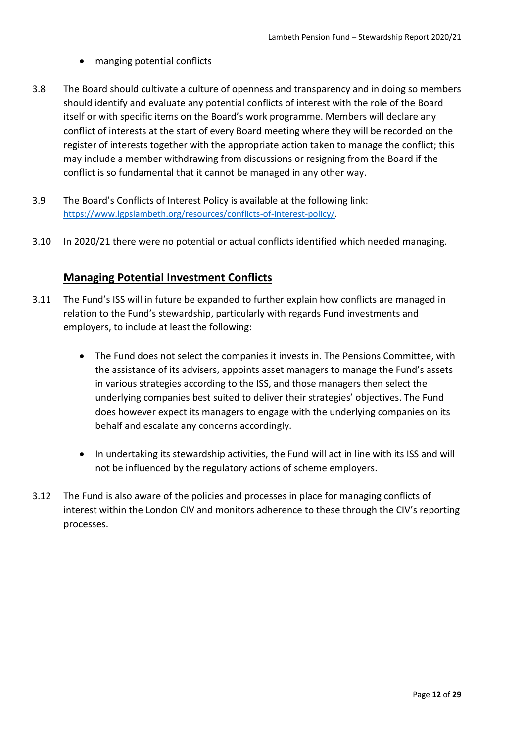- manging potential conflicts

3.8 The Board should cultivate a culture of openness and transparency and in doing so members should identify and evaluate any potential conflicts of interest with the role of the Board itself or with specific items on the Board's work programme. Members will declare any conflict of interests at the start of every Board meeting where they will be recorded on the register of interests together with the appropriate action taken to manage the conflict; this may include a member withdrawing from discussions or resigning from the Board if the conflict is so fundamental that it cannot be managed in any other way.

3.9 The Board's Conflicts of Interest Policy is available at the following link: https://www.lgpslambeth.org/resources/conflicts-of-interest-policy/.

3.10 In 2020/21 there were no potential or actual conflicts identified which needed managing.

## Managing Potential Investment Conflicts

3.11 The Fund's ISS will in future be expanded to further explain how conflicts are managed in relation to the Fund's stewardship, particularly with regards Fund investments and employers, to include at least the following:

- The Fund does not select the companies it invests in. The Pensions Committee, with the assistance of its advisers, appoints asset managers to manage the Fund's assets in various strategies according to the ISS, and those managers then select the underlying companies best suited to deliver their strategies' objectives. The Fund does however expect its managers to engage with the underlying companies on its behalf and escalate any concerns accordingly.

- In undertaking its stewardship activities, the Fund will act in line with its ISS and will not be influenced by the regulatory actions of scheme employers.

3.12 The Fund is also aware of the policies and processes in place for managing conflicts of interest within the London CIV and monitors adherence to these through the CIV's reporting processes.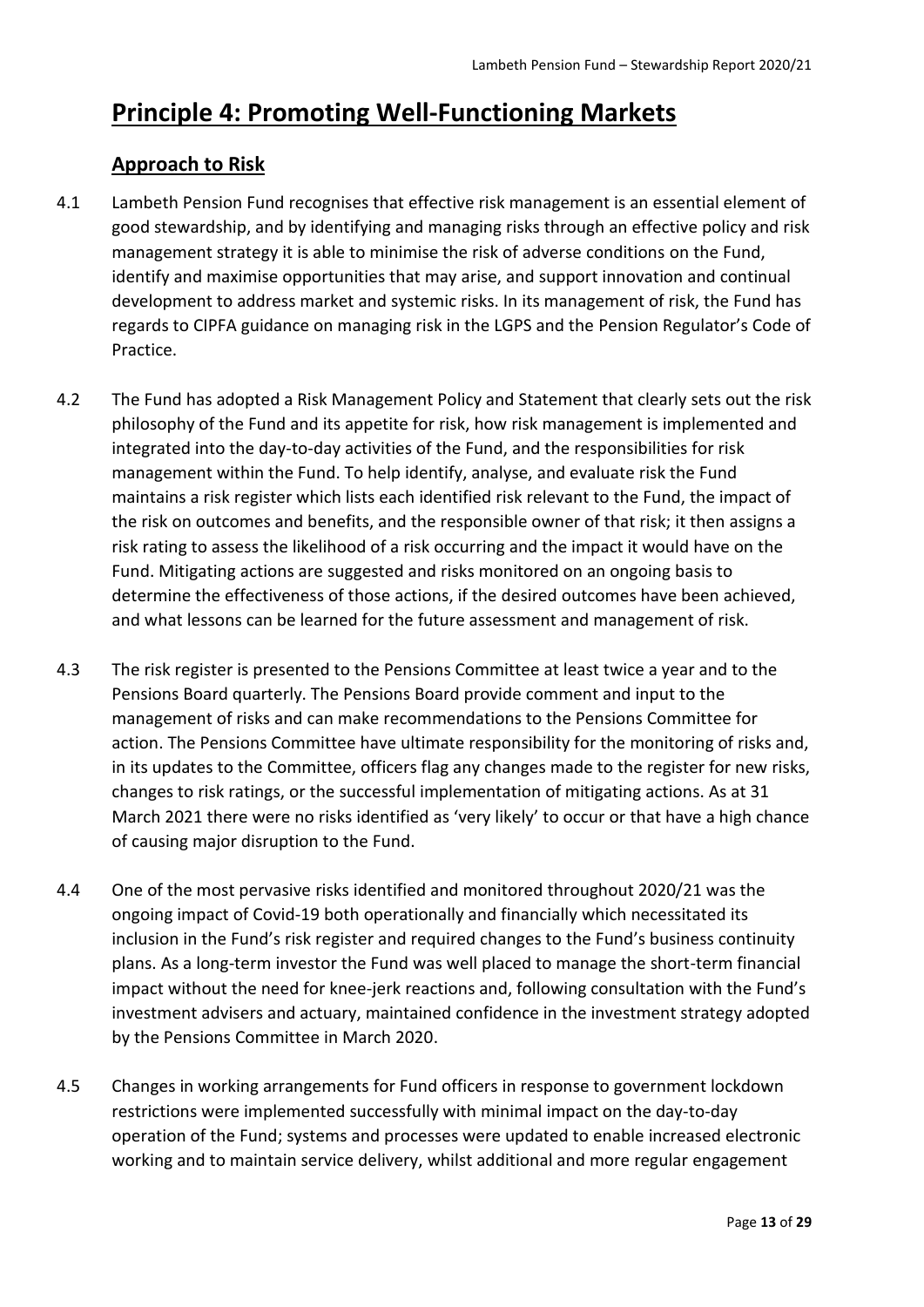# Principle 4: Promoting Well-Functioning Markets

## Approach to Risk

4.1 Lambeth Pension Fund recognises that effective risk management is an essential element of good stewardship, and by identifying and managing risks through an effective policy and risk management strategy it is able to minimise the risk of adverse conditions on the Fund, identify and maximise opportunities that may arise, and support innovation and continual development to address market and systemic risks. In its management of risk, the Fund has regards to CIPFA guidance on managing risk in the LGPS and the Pension Regulator's Code of Practice.

4.2 The Fund has adopted a Risk Management Policy and Statement that clearly sets out the risk philosophy of the Fund and its appetite for risk, how risk management is implemented and integrated into the day-to-day activities of the Fund, and the responsibilities for risk management within the Fund. To help identify, analyse, and evaluate risk the Fund maintains a risk register which lists each identified risk relevant to the Fund, the impact of the risk on outcomes and benefits, and the responsible owner of that risk; it then assigns a risk rating to assess the likelihood of a risk occurring and the impact it would have on the Fund. Mitigating actions are suggested and risks monitored on an ongoing basis to determine the effectiveness of those actions, if the desired outcomes have been achieved, and what lessons can be learned for the future assessment and management of risk.

4.3 The risk register is presented to the Pensions Committee at least twice a year and to the Pensions Board quarterly. The Pensions Board provide comment and input to the management of risks and can make recommendations to the Pensions Committee for action. The Pensions Committee have ultimate responsibility for the monitoring of risks and, in its updates to the Committee, officers flag any changes made to the register for new risks, changes to risk ratings, or the successful implementation of mitigating actions. As at 31 March 2021 there were no risks identified as 'very likely' to occur or that have a high chance of causing major disruption to the Fund.

4.4 One of the most pervasive risks identified and monitored throughout 2020/21 was the ongoing impact of Covid-19 both operationally and financially which necessitated its inclusion in the Fund's risk register and required changes to the Fund's business continuity plans. As a long-term investor the Fund was well placed to manage the short-term financial impact without the need for knee-jerk reactions and, following consultation with the Fund's investment advisers and actuary, maintained confidence in the investment strategy adopted by the Pensions Committee in March 2020.

4.5 Changes in working arrangements for Fund officers in response to government lockdown restrictions were implemented successfully with minimal impact on the day-to-day operation of the Fund; systems and processes were updated to enable increased electronic working and to maintain service delivery, whilst additional and more regular engagement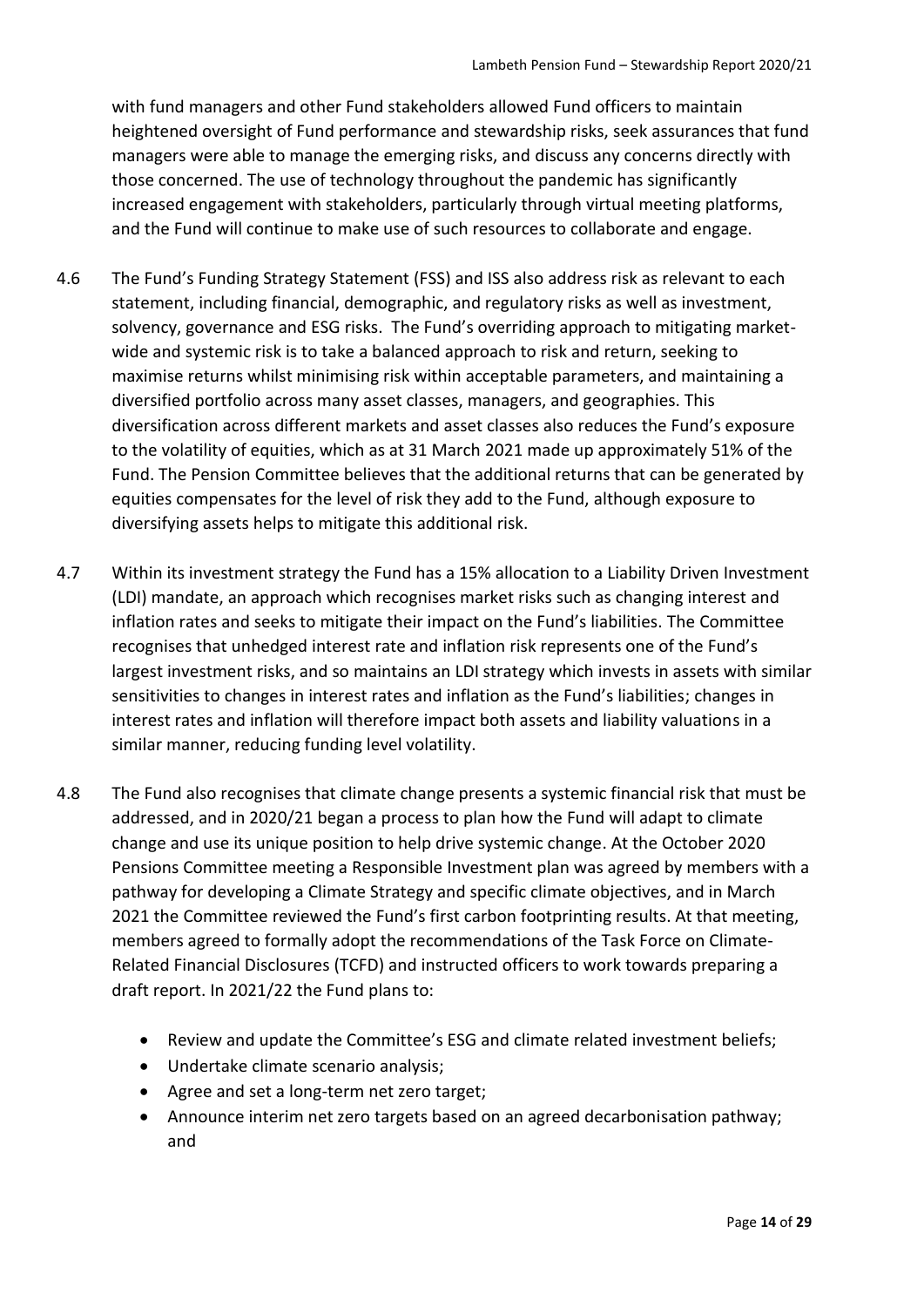with fund managers and other Fund stakeholders allowed Fund officers to maintain heightened oversight of Fund performance and stewardship risks, seek assurances that fund managers were able to manage the emerging risks, and discuss any concerns directly with those concerned. The use of technology throughout the pandemic has significantly increased engagement with stakeholders, particularly through virtual meeting platforms, and the Fund will continue to make use of such resources to collaborate and engage.

4.6 The Fund's Funding Strategy Statement (FSS) and ISS also address risk as relevant to each statement, including financial, demographic, and regulatory risks as well as investment, solvency, governance and ESG risks. The Fund's overriding approach to mitigating market-wide and systemic risk is to take a balanced approach to risk and return, seeking to maximise returns whilst minimising risk within acceptable parameters, and maintaining a diversified portfolio across many asset classes, managers, and geographies. This diversification across different markets and asset classes also reduces the Fund's exposure to the volatility of equities, which as at 31 March 2021 made up approximately 51% of the Fund. The Pension Committee believes that the additional returns that can be generated by equities compensates for the level of risk they add to the Fund, although exposure to diversifying assets helps to mitigate this additional risk.

4.7 Within its investment strategy the Fund has a 15% allocation to a Liability Driven Investment (LDI) mandate, an approach which recognises market risks such as changing interest and inflation rates and seeks to mitigate their impact on the Fund's liabilities. The Committee recognises that unhedged interest rate and inflation risk represents one of the Fund's largest investment risks, and so maintains an LDI strategy which invests in assets with similar sensitivities to changes in interest rates and inflation as the Fund's liabilities; changes in interest rates and inflation will therefore impact both assets and liability valuations in a similar manner, reducing funding level volatility.

4.8 The Fund also recognises that climate change presents a systemic financial risk that must be addressed, and in 2020/21 began a process to plan how the Fund will adapt to climate change and use its unique position to help drive systemic change. At the October 2020 Pensions Committee meeting a Responsible Investment plan was agreed by members with a pathway for developing a Climate Strategy and specific climate objectives, and in March 2021 the Committee reviewed the Fund's first carbon footprinting results. At that meeting, members agreed to formally adopt the recommendations of the Task Force on Climate-Related Financial Disclosures (TCFD) and instructed officers to work towards preparing a draft report. In 2021/22 the Fund plans to:

- Review and update the Committee's ESG and climate related investment beliefs;
- Undertake climate scenario analysis;
- Agree and set a long-term net zero target;
- Announce interim net zero targets based on an agreed decarbonisation pathway; and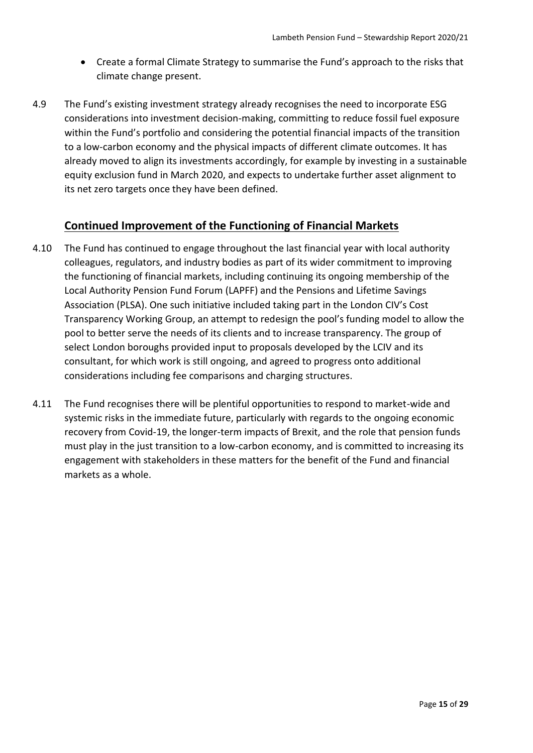- Create a formal Climate Strategy to summarise the Fund's approach to the risks that climate change present.

4.9 The Fund's existing investment strategy already recognises the need to incorporate ESG considerations into investment decision-making, committing to reduce fossil fuel exposure within the Fund's portfolio and considering the potential financial impacts of the transition to a low-carbon economy and the physical impacts of different climate outcomes. It has already moved to align its investments accordingly, for example by investing in a sustainable equity exclusion fund in March 2020, and expects to undertake further asset alignment to its net zero targets once they have been defined.

## **Continued Improvement of the Functioning of Financial Markets**

4.10 The Fund has continued to engage throughout the last financial year with local authority colleagues, regulators, and industry bodies as part of its wider commitment to improving the functioning of financial markets, including continuing its ongoing membership of the Local Authority Pension Fund Forum (LAPFF) and the Pensions and Lifetime Savings Association (PLSA). One such initiative included taking part in the London CIV's Cost Transparency Working Group, an attempt to redesign the pool's funding model to allow the pool to better serve the needs of its clients and to increase transparency. The group of select London boroughs provided input to proposals developed by the LCIV and its consultant, for which work is still ongoing, and agreed to progress onto additional considerations including fee comparisons and charging structures.

4.11 The Fund recognises there will be plentiful opportunities to respond to market-wide and systemic risks in the immediate future, particularly with regards to the ongoing economic recovery from Covid-19, the longer-term impacts of Brexit, and the role that pension funds must play in the just transition to a low-carbon economy, and is committed to increasing its engagement with stakeholders in these matters for the benefit of the Fund and financial markets as a whole.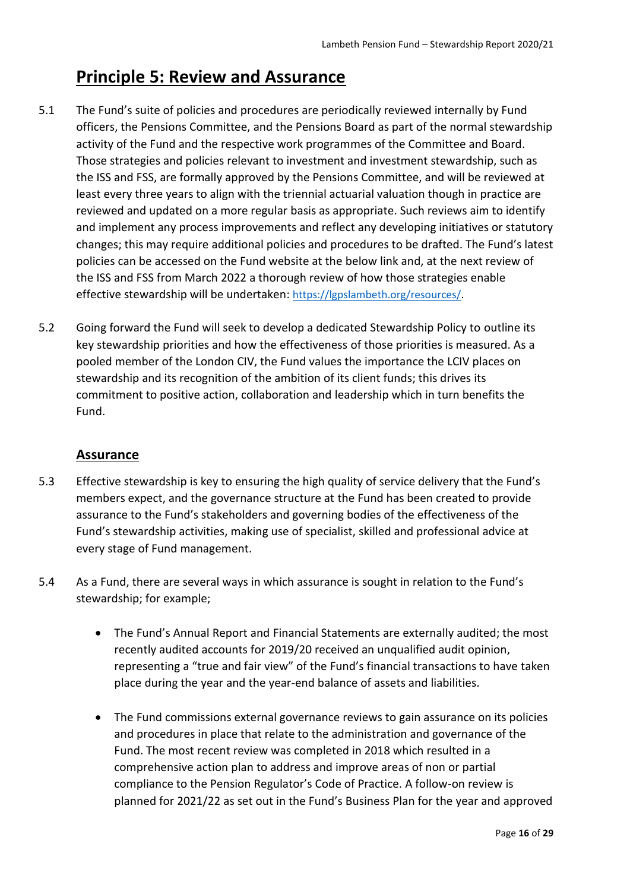# Principle 5: Review and Assurance

5.1 The Fund's suite of policies and procedures are periodically reviewed internally by Fund officers, the Pensions Committee, and the Pensions Board as part of the normal stewardship activity of the Fund and the respective work programmes of the Committee and Board. Those strategies and policies relevant to investment and investment stewardship, such as the ISS and FSS, are formally approved by the Pensions Committee, and will be reviewed at least every three years to align with the triennial actuarial valuation though in practice are reviewed and updated on a more regular basis as appropriate. Such reviews aim to identify and implement any process improvements and reflect any developing initiatives or statutory changes; this may require additional policies and procedures to be drafted. The Fund's latest policies can be accessed on the Fund website at the below link and, at the next review of the ISS and FSS from March 2022 a thorough review of how those strategies enable effective stewardship will be undertaken: https://lgpslambeth.org/resources/.

5.2 Going forward the Fund will seek to develop a dedicated Stewardship Policy to outline its key stewardship priorities and how the effectiveness of those priorities is measured. As a pooled member of the London CIV, the Fund values the importance the LCIV places on stewardship and its recognition of the ambition of its client funds; this drives its commitment to positive action, collaboration and leadership which in turn benefits the Fund.

## Assurance

5.3 Effective stewardship is key to ensuring the high quality of service delivery that the Fund's members expect, and the governance structure at the Fund has been created to provide assurance to the Fund's stakeholders and governing bodies of the effectiveness of the Fund's stewardship activities, making use of specialist, skilled and professional advice at every stage of Fund management.

5.4 As a Fund, there are several ways in which assurance is sought in relation to the Fund's stewardship; for example;

- The Fund's Annual Report and Financial Statements are externally audited; the most recently audited accounts for 2019/20 received an unqualified audit opinion, representing a "true and fair view" of the Fund's financial transactions to have taken place during the year and the year-end balance of assets and liabilities.

- The Fund commissions external governance reviews to gain assurance on its policies and procedures in place that relate to the administration and governance of the Fund. The most recent review was completed in 2018 which resulted in a comprehensive action plan to address and improve areas of non or partial compliance to the Pension Regulator's Code of Practice. A follow-on review is planned for 2021/22 as set out in the Fund's Business Plan for the year and approved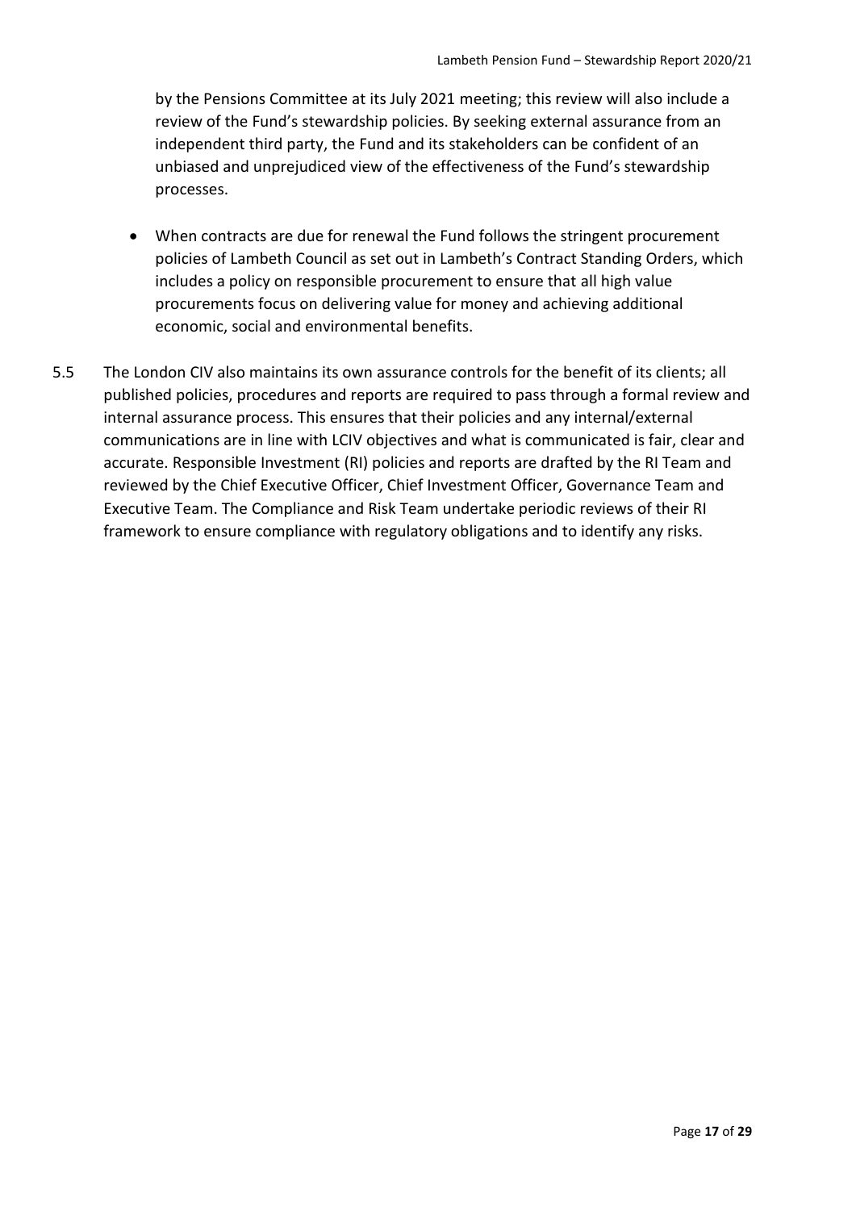by the Pensions Committee at its July 2021 meeting; this review will also include a review of the Fund's stewardship policies. By seeking external assurance from an independent third party, the Fund and its stakeholders can be confident of an unbiased and unprejudiced view of the effectiveness of the Fund's stewardship processes.

- When contracts are due for renewal the Fund follows the stringent procurement policies of Lambeth Council as set out in Lambeth's Contract Standing Orders, which includes a policy on responsible procurement to ensure that all high value procurements focus on delivering value for money and achieving additional economic, social and environmental benefits.

5.5 The London CIV also maintains its own assurance controls for the benefit of its clients; all published policies, procedures and reports are required to pass through a formal review and internal assurance process. This ensures that their policies and any internal/external communications are in line with LCIV objectives and what is communicated is fair, clear and accurate. Responsible Investment (RI) policies and reports are drafted by the RI Team and reviewed by the Chief Executive Officer, Chief Investment Officer, Governance Team and Executive Team. The Compliance and Risk Team undertake periodic reviews of their RI framework to ensure compliance with regulatory obligations and to identify any risks.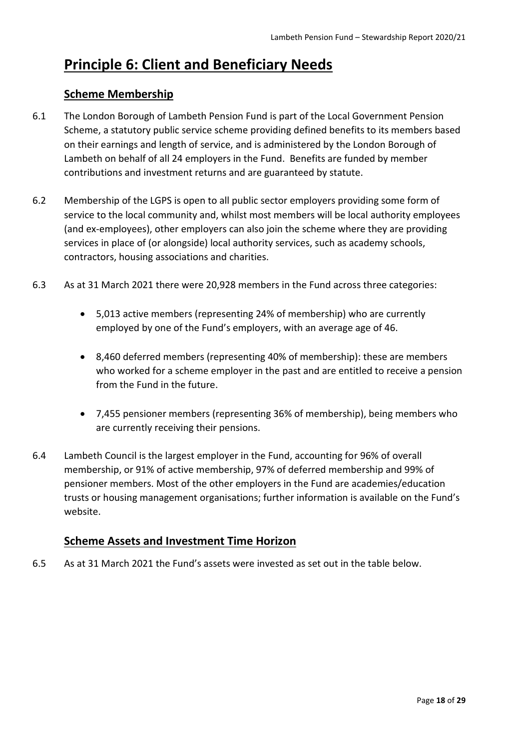# Principle 6: Client and Beneficiary Needs

## Scheme Membership

6.1 The London Borough of Lambeth Pension Fund is part of the Local Government Pension Scheme, a statutory public service scheme providing defined benefits to its members based on their earnings and length of service, and is administered by the London Borough of Lambeth on behalf of all 24 employers in the Fund. Benefits are funded by member contributions and investment returns and are guaranteed by statute.

6.2 Membership of the LGPS is open to all public sector employers providing some form of service to the local community and, whilst most members will be local authority employees (and ex-employees), other employers can also join the scheme where they are providing services in place of (or alongside) local authority services, such as academy schools, contractors, housing associations and charities.

6.3 As at 31 March 2021 there were 20,928 members in the Fund across three categories:

- 5,013 active members (representing 24% of membership) who are currently employed by one of the Fund's employers, with an average age of 46.
- 8,460 deferred members (representing 40% of membership): these are members who worked for a scheme employer in the past and are entitled to receive a pension from the Fund in the future.
- 7,455 pensioner members (representing 36% of membership), being members who are currently receiving their pensions.

6.4 Lambeth Council is the largest employer in the Fund, accounting for 96% of overall membership, or 91% of active membership, 97% of deferred membership and 99% of pensioner members. Most of the other employers in the Fund are academies/education trusts or housing management organisations; further information is available on the Fund's website.

## Scheme Assets and Investment Time Horizon

6.5 As at 31 March 2021 the Fund's assets were invested as set out in the table below.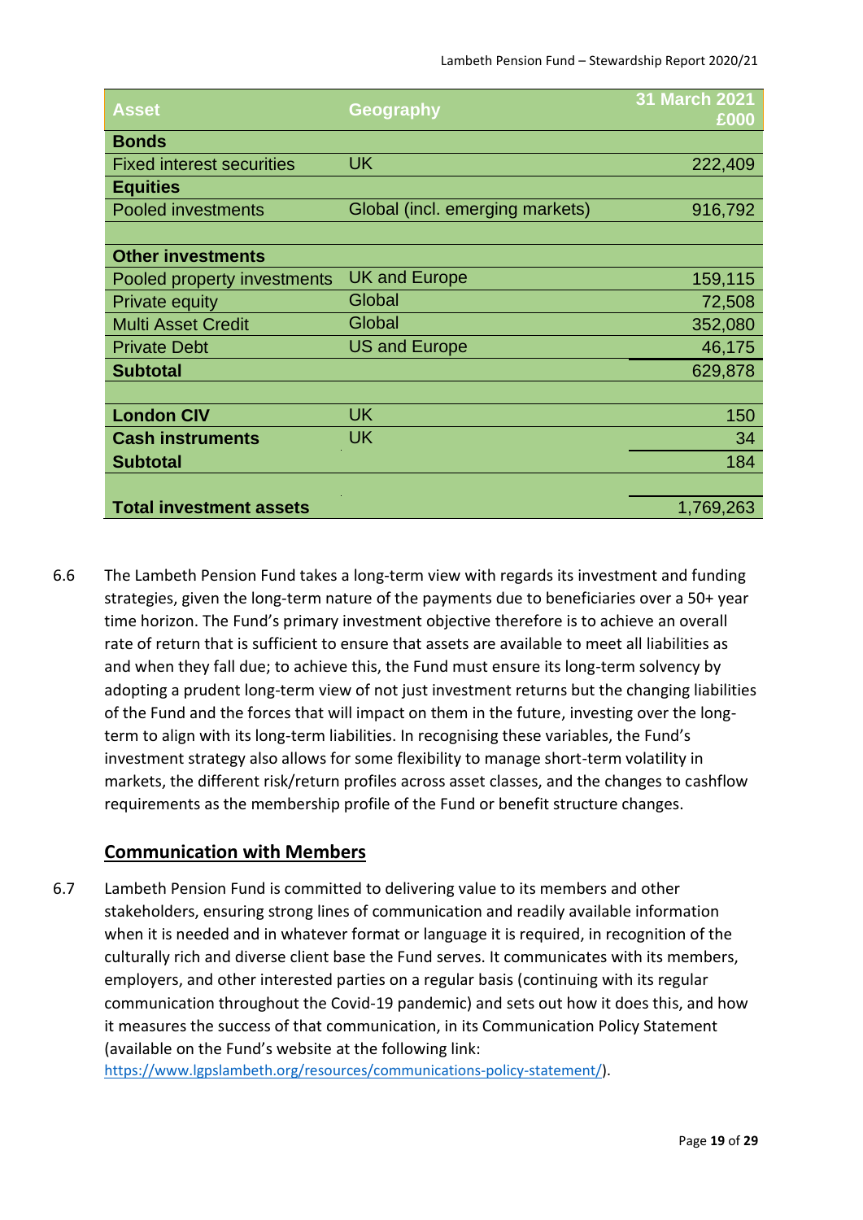| Asset | Geography | 31 March 2021 £000 |
|---|---|---|
| **Bonds** | | |
| Fixed interest securities | UK | 222,409 |
| **Equities** | | |
| Pooled investments | Global (incl. emerging markets) | 916,792 |
| | | |
| **Other investments** | | |
| Pooled property investments | UK and Europe | 159,115 |
| Private equity | Global | 72,508 |
| Multi Asset Credit | Global | 352,080 |
| Private Debt | US and Europe | 46,175 |
| **Subtotal** | | 629,878 |
| | | |
| **London CIV** | UK | 150 |
| **Cash instruments** | UK | 34 |
| **Subtotal** | | 184 |
| | | |
| **Total investment assets** | | 1,769,263 |

6.6 The Lambeth Pension Fund takes a long-term view with regards its investment and funding strategies, given the long-term nature of the payments due to beneficiaries over a 50+ year time horizon. The Fund's primary investment objective therefore is to achieve an overall rate of return that is sufficient to ensure that assets are available to meet all liabilities as and when they fall due; to achieve this, the Fund must ensure its long-term solvency by adopting a prudent long-term view of not just investment returns but the changing liabilities of the Fund and the forces that will impact on them in the future, investing over the long-term to align with its long-term liabilities. In recognising these variables, the Fund's investment strategy also allows for some flexibility to manage short-term volatility in markets, the different risk/return profiles across asset classes, and the changes to cashflow requirements as the membership profile of the Fund or benefit structure changes.

## Communication with Members

6.7 Lambeth Pension Fund is committed to delivering value to its members and other stakeholders, ensuring strong lines of communication and readily available information when it is needed and in whatever format or language it is required, in recognition of the culturally rich and diverse client base the Fund serves. It communicates with its members, employers, and other interested parties on a regular basis (continuing with its regular communication throughout the Covid-19 pandemic) and sets out how it does this, and how it measures the success of that communication, in its Communication Policy Statement (available on the Fund's website at the following link: https://www.lgpslambeth.org/resources/communications-policy-statement/).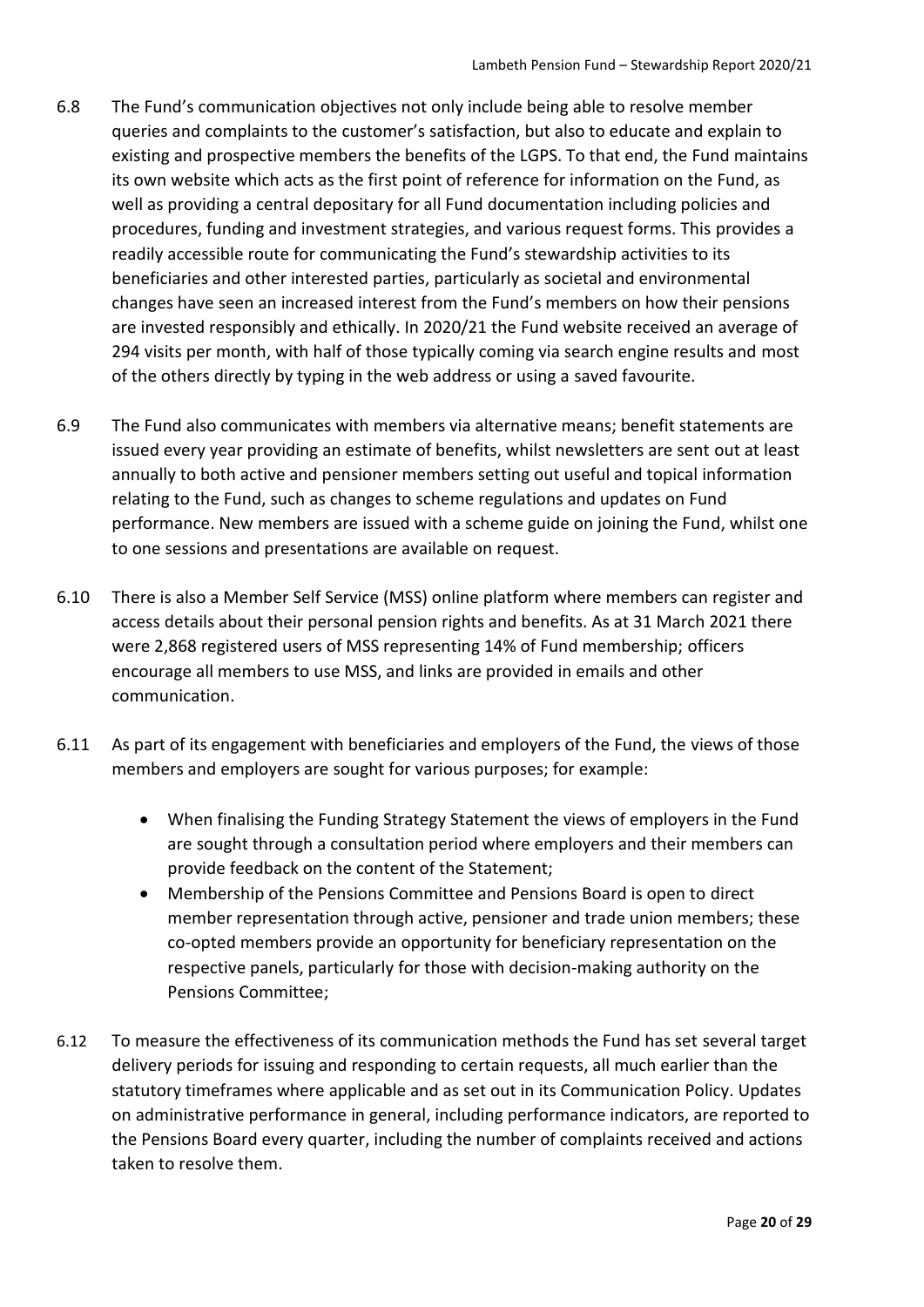6.8 The Fund's communication objectives not only include being able to resolve member queries and complaints to the customer's satisfaction, but also to educate and explain to existing and prospective members the benefits of the LGPS. To that end, the Fund maintains its own website which acts as the first point of reference for information on the Fund, as well as providing a central depositary for all Fund documentation including policies and procedures, funding and investment strategies, and various request forms. This provides a readily accessible route for communicating the Fund's stewardship activities to its beneficiaries and other interested parties, particularly as societal and environmental changes have seen an increased interest from the Fund's members on how their pensions are invested responsibly and ethically. In 2020/21 the Fund website received an average of 294 visits per month, with half of those typically coming via search engine results and most of the others directly by typing in the web address or using a saved favourite.

6.9 The Fund also communicates with members via alternative means; benefit statements are issued every year providing an estimate of benefits, whilst newsletters are sent out at least annually to both active and pensioner members setting out useful and topical information relating to the Fund, such as changes to scheme regulations and updates on Fund performance. New members are issued with a scheme guide on joining the Fund, whilst one to one sessions and presentations are available on request.

6.10 There is also a Member Self Service (MSS) online platform where members can register and access details about their personal pension rights and benefits. As at 31 March 2021 there were 2,868 registered users of MSS representing 14% of Fund membership; officers encourage all members to use MSS, and links are provided in emails and other communication.

6.11 As part of its engagement with beneficiaries and employers of the Fund, the views of those members and employers are sought for various purposes; for example:

- When finalising the Funding Strategy Statement the views of employers in the Fund are sought through a consultation period where employers and their members can provide feedback on the content of the Statement;
- Membership of the Pensions Committee and Pensions Board is open to direct member representation through active, pensioner and trade union members; these co-opted members provide an opportunity for beneficiary representation on the respective panels, particularly for those with decision-making authority on the Pensions Committee;

6.12 To measure the effectiveness of its communication methods the Fund has set several target delivery periods for issuing and responding to certain requests, all much earlier than the statutory timeframes where applicable and as set out in its Communication Policy. Updates on administrative performance in general, including performance indicators, are reported to the Pensions Board every quarter, including the number of complaints received and actions taken to resolve them.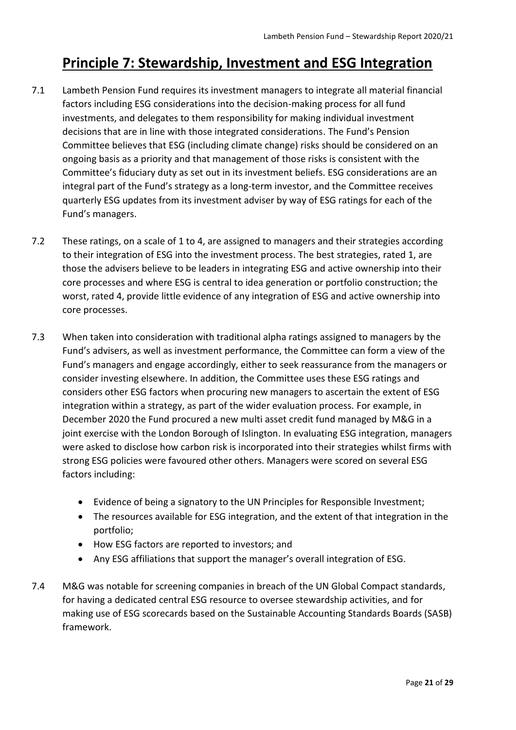# Principle 7: Stewardship, Investment and ESG Integration

7.1 Lambeth Pension Fund requires its investment managers to integrate all material financial factors including ESG considerations into the decision-making process for all fund investments, and delegates to them responsibility for making individual investment decisions that are in line with those integrated considerations. The Fund's Pension Committee believes that ESG (including climate change) risks should be considered on an ongoing basis as a priority and that management of those risks is consistent with the Committee's fiduciary duty as set out in its investment beliefs. ESG considerations are an integral part of the Fund's strategy as a long-term investor, and the Committee receives quarterly ESG updates from its investment adviser by way of ESG ratings for each of the Fund's managers.

7.2 These ratings, on a scale of 1 to 4, are assigned to managers and their strategies according to their integration of ESG into the investment process. The best strategies, rated 1, are those the advisers believe to be leaders in integrating ESG and active ownership into their core processes and where ESG is central to idea generation or portfolio construction; the worst, rated 4, provide little evidence of any integration of ESG and active ownership into core processes.

7.3 When taken into consideration with traditional alpha ratings assigned to managers by the Fund's advisers, as well as investment performance, the Committee can form a view of the Fund's managers and engage accordingly, either to seek reassurance from the managers or consider investing elsewhere. In addition, the Committee uses these ESG ratings and considers other ESG factors when procuring new managers to ascertain the extent of ESG integration within a strategy, as part of the wider evaluation process. For example, in December 2020 the Fund procured a new multi asset credit fund managed by M&G in a joint exercise with the London Borough of Islington. In evaluating ESG integration, managers were asked to disclose how carbon risk is incorporated into their strategies whilst firms with strong ESG policies were favoured other others. Managers were scored on several ESG factors including:

- Evidence of being a signatory to the UN Principles for Responsible Investment;
- The resources available for ESG integration, and the extent of that integration in the portfolio;
- How ESG factors are reported to investors; and
- Any ESG affiliations that support the manager's overall integration of ESG.

7.4 M&G was notable for screening companies in breach of the UN Global Compact standards, for having a dedicated central ESG resource to oversee stewardship activities, and for making use of ESG scorecards based on the Sustainable Accounting Standards Boards (SASB) framework.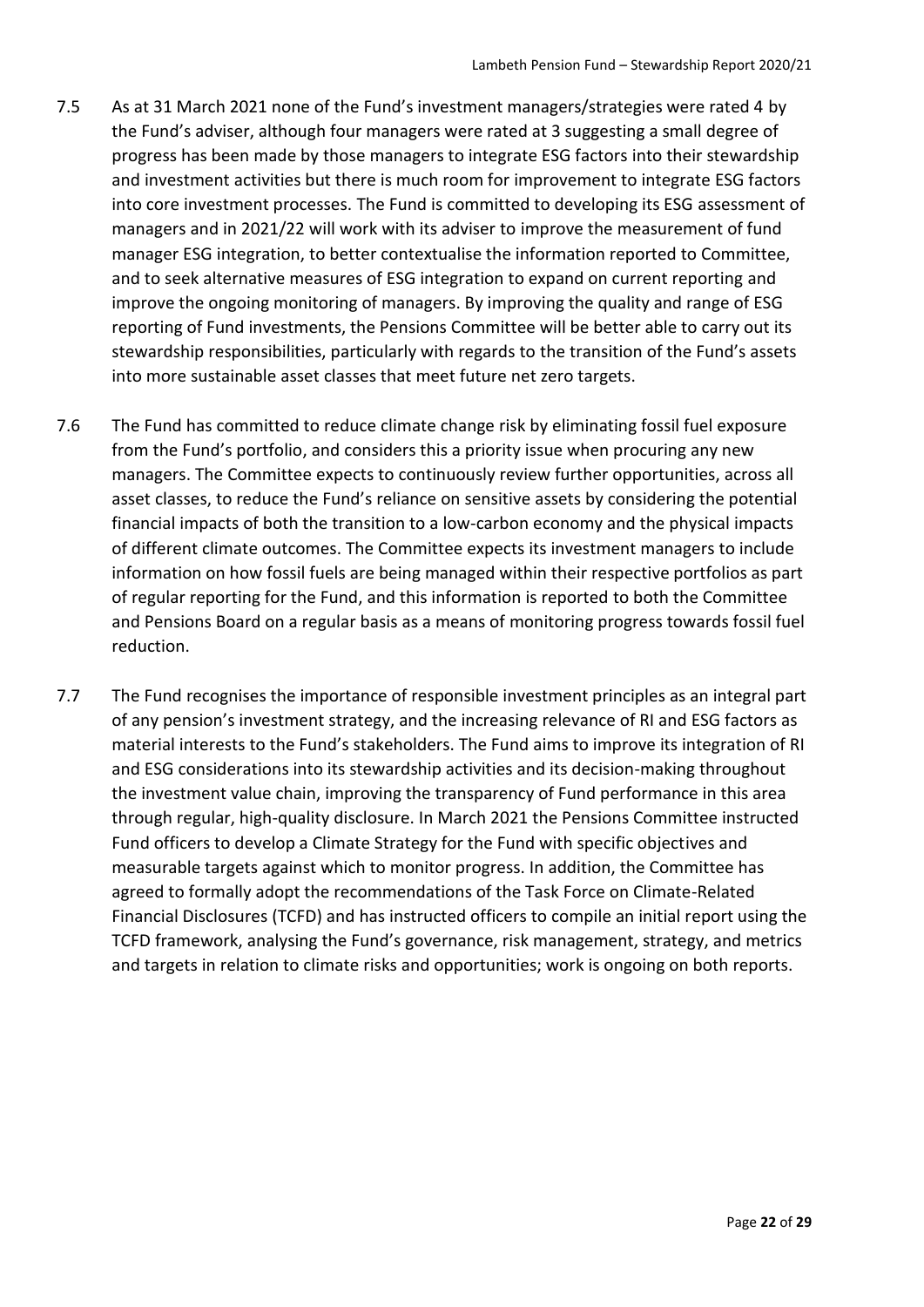7.5 As at 31 March 2021 none of the Fund's investment managers/strategies were rated 4 by the Fund's adviser, although four managers were rated at 3 suggesting a small degree of progress has been made by those managers to integrate ESG factors into their stewardship and investment activities but there is much room for improvement to integrate ESG factors into core investment processes. The Fund is committed to developing its ESG assessment of managers and in 2021/22 will work with its adviser to improve the measurement of fund manager ESG integration, to better contextualise the information reported to Committee, and to seek alternative measures of ESG integration to expand on current reporting and improve the ongoing monitoring of managers. By improving the quality and range of ESG reporting of Fund investments, the Pensions Committee will be better able to carry out its stewardship responsibilities, particularly with regards to the transition of the Fund's assets into more sustainable asset classes that meet future net zero targets.

7.6 The Fund has committed to reduce climate change risk by eliminating fossil fuel exposure from the Fund's portfolio, and considers this a priority issue when procuring any new managers. The Committee expects to continuously review further opportunities, across all asset classes, to reduce the Fund's reliance on sensitive assets by considering the potential financial impacts of both the transition to a low-carbon economy and the physical impacts of different climate outcomes. The Committee expects its investment managers to include information on how fossil fuels are being managed within their respective portfolios as part of regular reporting for the Fund, and this information is reported to both the Committee and Pensions Board on a regular basis as a means of monitoring progress towards fossil fuel reduction.

7.7 The Fund recognises the importance of responsible investment principles as an integral part of any pension's investment strategy, and the increasing relevance of RI and ESG factors as material interests to the Fund's stakeholders. The Fund aims to improve its integration of RI and ESG considerations into its stewardship activities and its decision-making throughout the investment value chain, improving the transparency of Fund performance in this area through regular, high-quality disclosure. In March 2021 the Pensions Committee instructed Fund officers to develop a Climate Strategy for the Fund with specific objectives and measurable targets against which to monitor progress. In addition, the Committee has agreed to formally adopt the recommendations of the Task Force on Climate-Related Financial Disclosures (TCFD) and has instructed officers to compile an initial report using the TCFD framework, analysing the Fund's governance, risk management, strategy, and metrics and targets in relation to climate risks and opportunities; work is ongoing on both reports.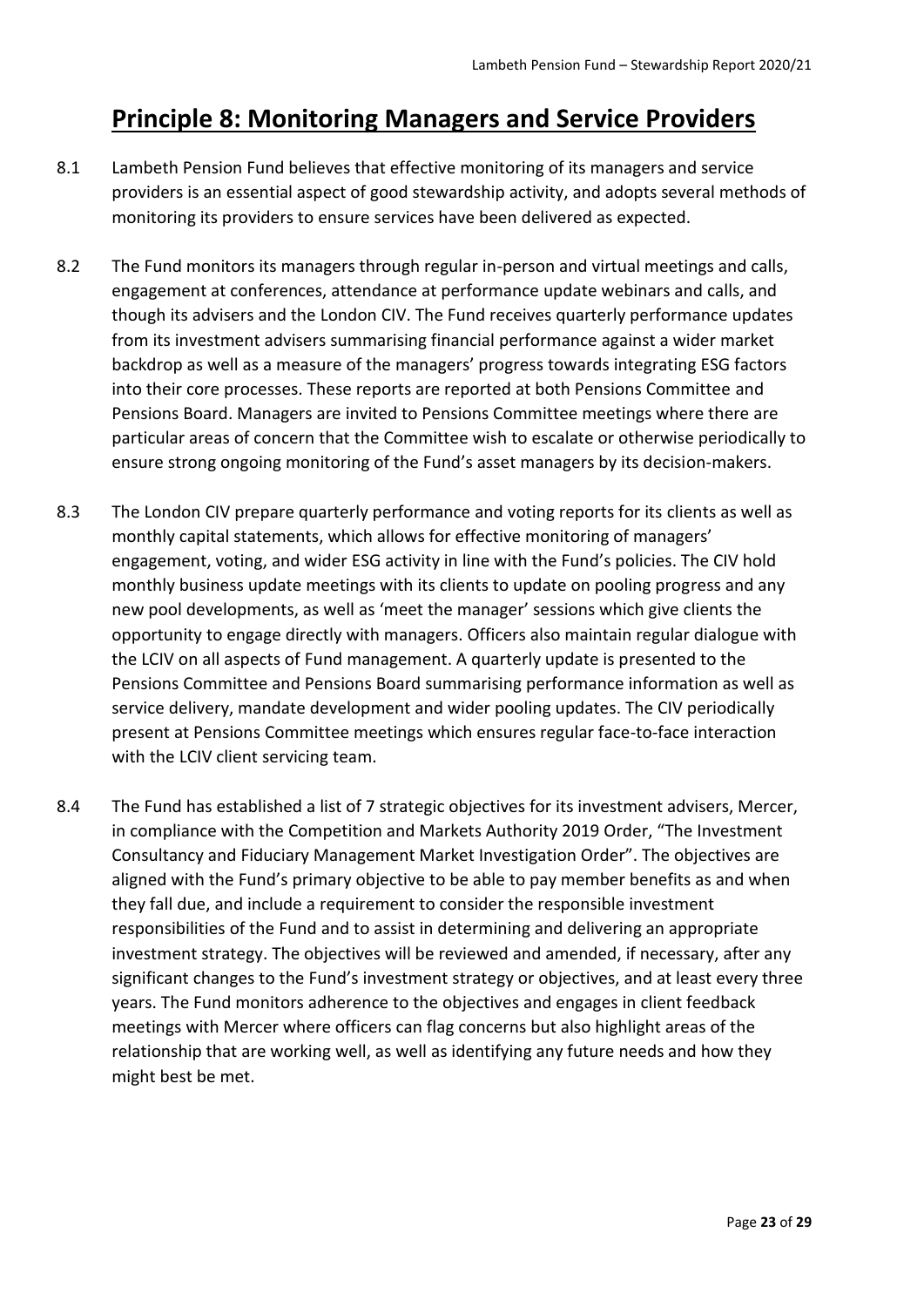# Principle 8: Monitoring Managers and Service Providers

8.1 Lambeth Pension Fund believes that effective monitoring of its managers and service providers is an essential aspect of good stewardship activity, and adopts several methods of monitoring its providers to ensure services have been delivered as expected.

8.2 The Fund monitors its managers through regular in-person and virtual meetings and calls, engagement at conferences, attendance at performance update webinars and calls, and though its advisers and the London CIV. The Fund receives quarterly performance updates from its investment advisers summarising financial performance against a wider market backdrop as well as a measure of the managers' progress towards integrating ESG factors into their core processes. These reports are reported at both Pensions Committee and Pensions Board. Managers are invited to Pensions Committee meetings where there are particular areas of concern that the Committee wish to escalate or otherwise periodically to ensure strong ongoing monitoring of the Fund's asset managers by its decision-makers.

8.3 The London CIV prepare quarterly performance and voting reports for its clients as well as monthly capital statements, which allows for effective monitoring of managers' engagement, voting, and wider ESG activity in line with the Fund's policies. The CIV hold monthly business update meetings with its clients to update on pooling progress and any new pool developments, as well as 'meet the manager' sessions which give clients the opportunity to engage directly with managers. Officers also maintain regular dialogue with the LCIV on all aspects of Fund management. A quarterly update is presented to the Pensions Committee and Pensions Board summarising performance information as well as service delivery, mandate development and wider pooling updates. The CIV periodically present at Pensions Committee meetings which ensures regular face-to-face interaction with the LCIV client servicing team.

8.4 The Fund has established a list of 7 strategic objectives for its investment advisers, Mercer, in compliance with the Competition and Markets Authority 2019 Order, "The Investment Consultancy and Fiduciary Management Market Investigation Order". The objectives are aligned with the Fund's primary objective to be able to pay member benefits as and when they fall due, and include a requirement to consider the responsible investment responsibilities of the Fund and to assist in determining and delivering an appropriate investment strategy. The objectives will be reviewed and amended, if necessary, after any significant changes to the Fund's investment strategy or objectives, and at least every three years. The Fund monitors adherence to the objectives and engages in client feedback meetings with Mercer where officers can flag concerns but also highlight areas of the relationship that are working well, as well as identifying any future needs and how they might best be met.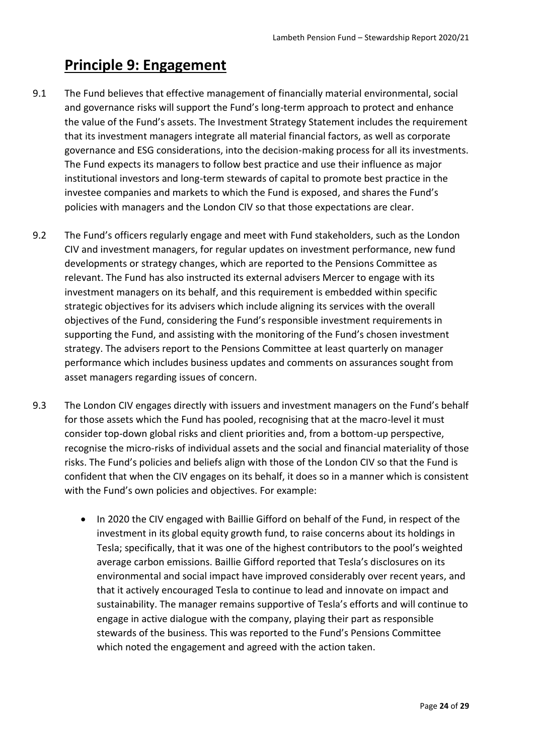## Principle 9: Engagement

9.1 The Fund believes that effective management of financially material environmental, social and governance risks will support the Fund's long-term approach to protect and enhance the value of the Fund's assets. The Investment Strategy Statement includes the requirement that its investment managers integrate all material financial factors, as well as corporate governance and ESG considerations, into the decision-making process for all its investments. The Fund expects its managers to follow best practice and use their influence as major institutional investors and long-term stewards of capital to promote best practice in the investee companies and markets to which the Fund is exposed, and shares the Fund's policies with managers and the London CIV so that those expectations are clear.

9.2 The Fund's officers regularly engage and meet with Fund stakeholders, such as the London CIV and investment managers, for regular updates on investment performance, new fund developments or strategy changes, which are reported to the Pensions Committee as relevant. The Fund has also instructed its external advisers Mercer to engage with its investment managers on its behalf, and this requirement is embedded within specific strategic objectives for its advisers which include aligning its services with the overall objectives of the Fund, considering the Fund's responsible investment requirements in supporting the Fund, and assisting with the monitoring of the Fund's chosen investment strategy. The advisers report to the Pensions Committee at least quarterly on manager performance which includes business updates and comments on assurances sought from asset managers regarding issues of concern.

9.3 The London CIV engages directly with issuers and investment managers on the Fund's behalf for those assets which the Fund has pooled, recognising that at the macro-level it must consider top-down global risks and client priorities and, from a bottom-up perspective, recognise the micro-risks of individual assets and the social and financial materiality of those risks. The Fund's policies and beliefs align with those of the London CIV so that the Fund is confident that when the CIV engages on its behalf, it does so in a manner which is consistent with the Fund's own policies and objectives. For example:

- In 2020 the CIV engaged with Baillie Gifford on behalf of the Fund, in respect of the investment in its global equity growth fund, to raise concerns about its holdings in Tesla; specifically, that it was one of the highest contributors to the pool's weighted average carbon emissions. Baillie Gifford reported that Tesla's disclosures on its environmental and social impact have improved considerably over recent years, and that it actively encouraged Tesla to continue to lead and innovate on impact and sustainability. The manager remains supportive of Tesla's efforts and will continue to engage in active dialogue with the company, playing their part as responsible stewards of the business. This was reported to the Fund's Pensions Committee which noted the engagement and agreed with the action taken.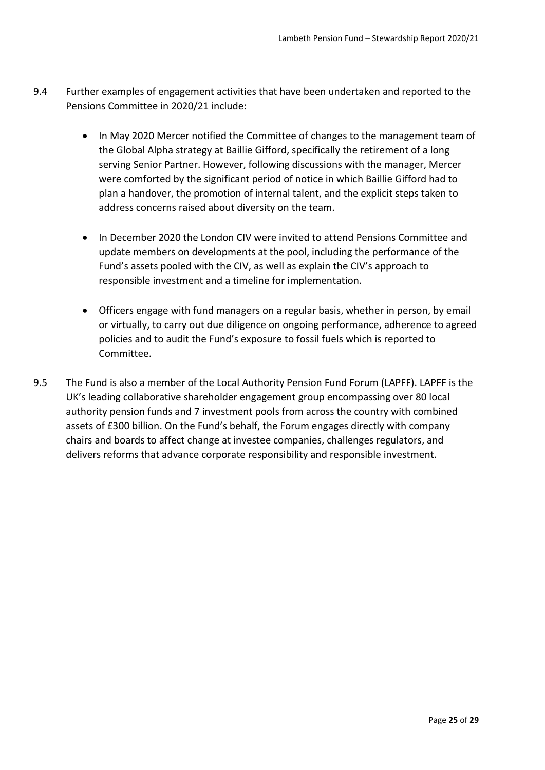9.4 Further examples of engagement activities that have been undertaken and reported to the Pensions Committee in 2020/21 include:

- In May 2020 Mercer notified the Committee of changes to the management team of the Global Alpha strategy at Baillie Gifford, specifically the retirement of a long serving Senior Partner. However, following discussions with the manager, Mercer were comforted by the significant period of notice in which Baillie Gifford had to plan a handover, the promotion of internal talent, and the explicit steps taken to address concerns raised about diversity on the team.

- In December 2020 the London CIV were invited to attend Pensions Committee and update members on developments at the pool, including the performance of the Fund's assets pooled with the CIV, as well as explain the CIV's approach to responsible investment and a timeline for implementation.

- Officers engage with fund managers on a regular basis, whether in person, by email or virtually, to carry out due diligence on ongoing performance, adherence to agreed policies and to audit the Fund's exposure to fossil fuels which is reported to Committee.

9.5 The Fund is also a member of the Local Authority Pension Fund Forum (LAPFF). LAPFF is the UK's leading collaborative shareholder engagement group encompassing over 80 local authority pension funds and 7 investment pools from across the country with combined assets of £300 billion. On the Fund's behalf, the Forum engages directly with company chairs and boards to affect change at investee companies, challenges regulators, and delivers reforms that advance corporate responsibility and responsible investment.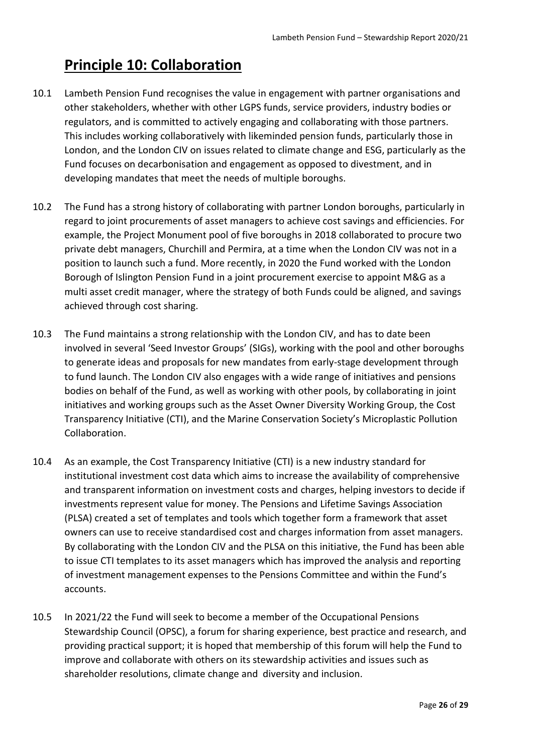# Principle 10: Collaboration

10.1 Lambeth Pension Fund recognises the value in engagement with partner organisations and other stakeholders, whether with other LGPS funds, service providers, industry bodies or regulators, and is committed to actively engaging and collaborating with those partners. This includes working collaboratively with likeminded pension funds, particularly those in London, and the London CIV on issues related to climate change and ESG, particularly as the Fund focuses on decarbonisation and engagement as opposed to divestment, and in developing mandates that meet the needs of multiple boroughs.

10.2 The Fund has a strong history of collaborating with partner London boroughs, particularly in regard to joint procurements of asset managers to achieve cost savings and efficiencies. For example, the Project Monument pool of five boroughs in 2018 collaborated to procure two private debt managers, Churchill and Permira, at a time when the London CIV was not in a position to launch such a fund. More recently, in 2020 the Fund worked with the London Borough of Islington Pension Fund in a joint procurement exercise to appoint M&G as a multi asset credit manager, where the strategy of both Funds could be aligned, and savings achieved through cost sharing.

10.3 The Fund maintains a strong relationship with the London CIV, and has to date been involved in several 'Seed Investor Groups' (SIGs), working with the pool and other boroughs to generate ideas and proposals for new mandates from early-stage development through to fund launch. The London CIV also engages with a wide range of initiatives and pensions bodies on behalf of the Fund, as well as working with other pools, by collaborating in joint initiatives and working groups such as the Asset Owner Diversity Working Group, the Cost Transparency Initiative (CTI), and the Marine Conservation Society's Microplastic Pollution Collaboration.

10.4 As an example, the Cost Transparency Initiative (CTI) is a new industry standard for institutional investment cost data which aims to increase the availability of comprehensive and transparent information on investment costs and charges, helping investors to decide if investments represent value for money. The Pensions and Lifetime Savings Association (PLSA) created a set of templates and tools which together form a framework that asset owners can use to receive standardised cost and charges information from asset managers. By collaborating with the London CIV and the PLSA on this initiative, the Fund has been able to issue CTI templates to its asset managers which has improved the analysis and reporting of investment management expenses to the Pensions Committee and within the Fund's accounts.

10.5 In 2021/22 the Fund will seek to become a member of the Occupational Pensions Stewardship Council (OPSC), a forum for sharing experience, best practice and research, and providing practical support; it is hoped that membership of this forum will help the Fund to improve and collaborate with others on its stewardship activities and issues such as shareholder resolutions, climate change and diversity and inclusion.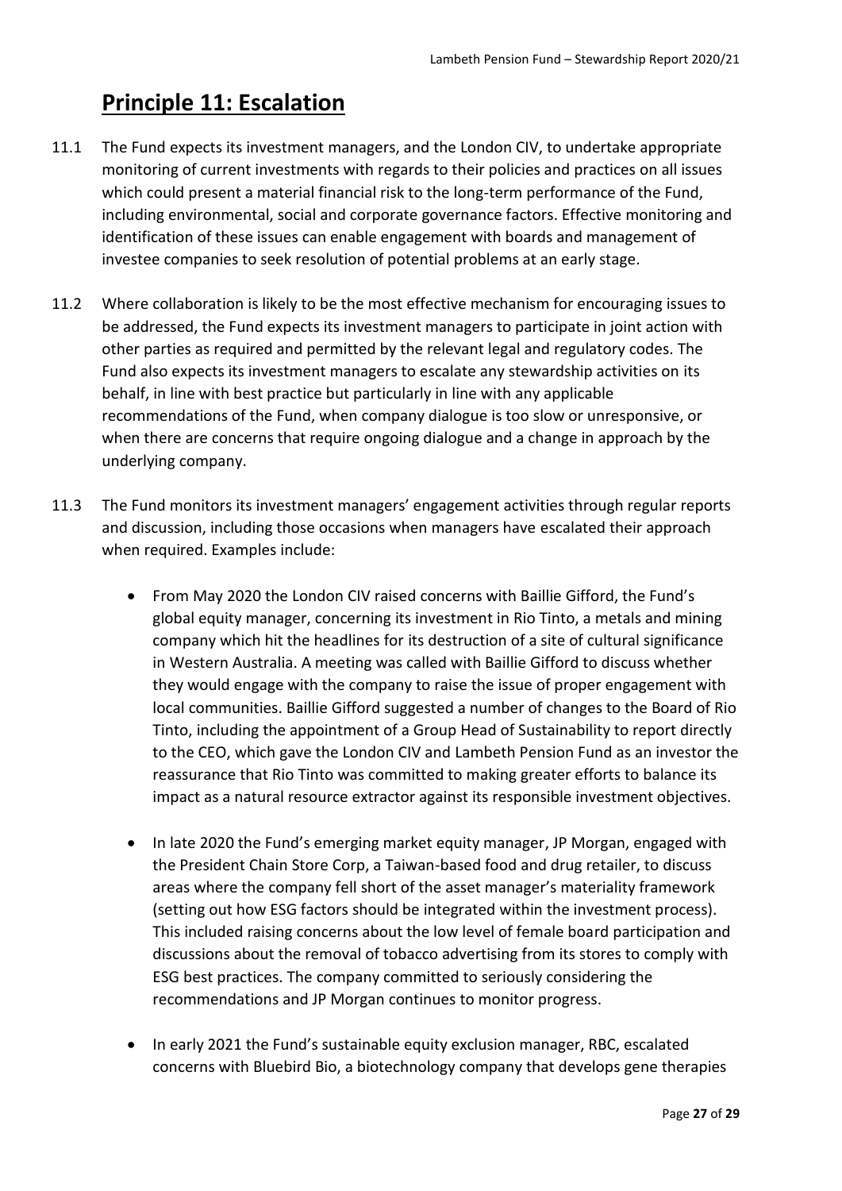# Principle 11: Escalation

11.1 The Fund expects its investment managers, and the London CIV, to undertake appropriate monitoring of current investments with regards to their policies and practices on all issues which could present a material financial risk to the long-term performance of the Fund, including environmental, social and corporate governance factors. Effective monitoring and identification of these issues can enable engagement with boards and management of investee companies to seek resolution of potential problems at an early stage.

11.2 Where collaboration is likely to be the most effective mechanism for encouraging issues to be addressed, the Fund expects its investment managers to participate in joint action with other parties as required and permitted by the relevant legal and regulatory codes. The Fund also expects its investment managers to escalate any stewardship activities on its behalf, in line with best practice but particularly in line with any applicable recommendations of the Fund, when company dialogue is too slow or unresponsive, or when there are concerns that require ongoing dialogue and a change in approach by the underlying company.

11.3 The Fund monitors its investment managers' engagement activities through regular reports and discussion, including those occasions when managers have escalated their approach when required. Examples include:

- From May 2020 the London CIV raised concerns with Baillie Gifford, the Fund's global equity manager, concerning its investment in Rio Tinto, a metals and mining company which hit the headlines for its destruction of a site of cultural significance in Western Australia. A meeting was called with Baillie Gifford to discuss whether they would engage with the company to raise the issue of proper engagement with local communities. Baillie Gifford suggested a number of changes to the Board of Rio Tinto, including the appointment of a Group Head of Sustainability to report directly to the CEO, which gave the London CIV and Lambeth Pension Fund as an investor the reassurance that Rio Tinto was committed to making greater efforts to balance its impact as a natural resource extractor against its responsible investment objectives.

- In late 2020 the Fund's emerging market equity manager, JP Morgan, engaged with the President Chain Store Corp, a Taiwan-based food and drug retailer, to discuss areas where the company fell short of the asset manager's materiality framework (setting out how ESG factors should be integrated within the investment process). This included raising concerns about the low level of female board participation and discussions about the removal of tobacco advertising from its stores to comply with ESG best practices. The company committed to seriously considering the recommendations and JP Morgan continues to monitor progress.

- In early 2021 the Fund's sustainable equity exclusion manager, RBC, escalated concerns with Bluebird Bio, a biotechnology company that develops gene therapies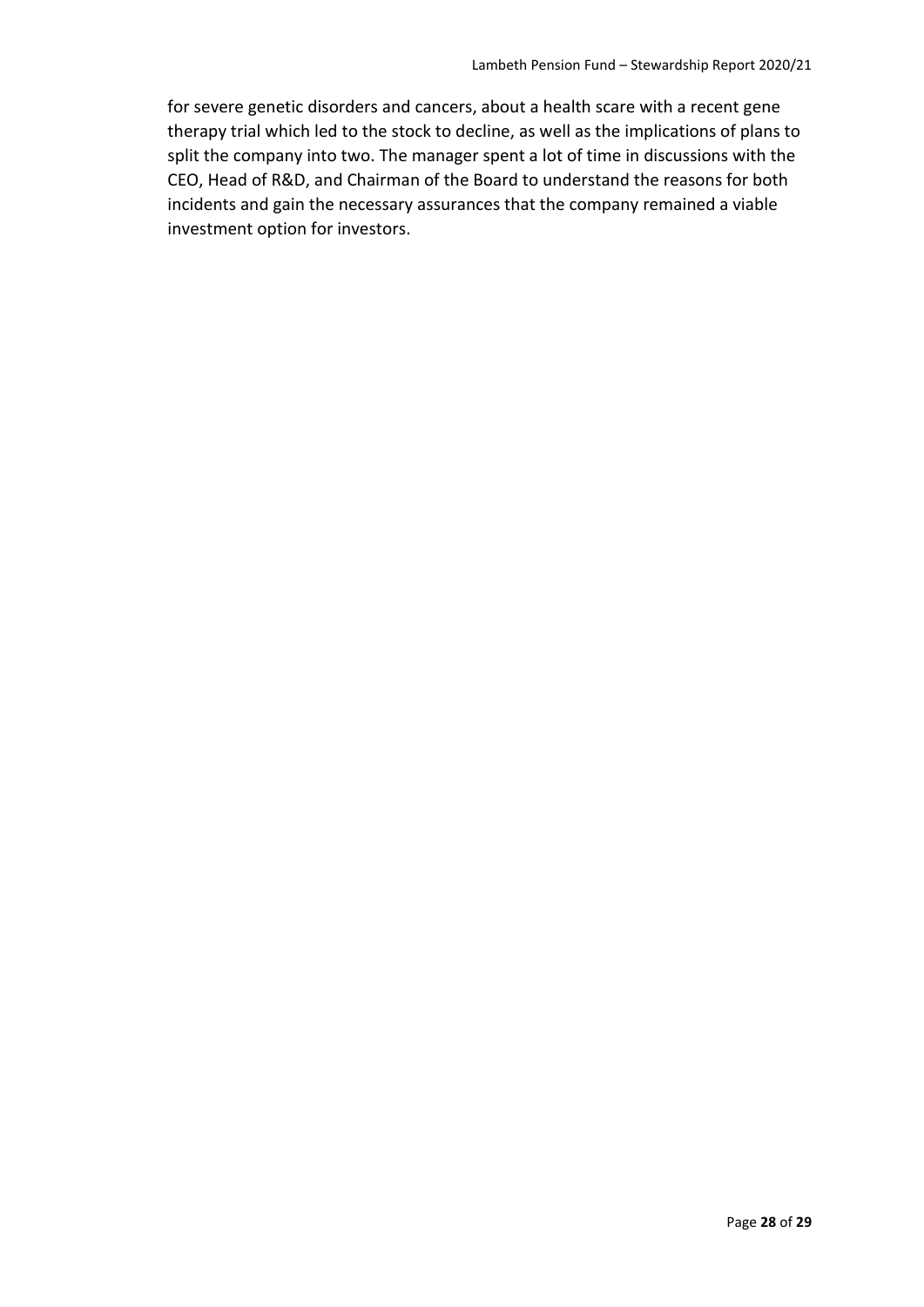for severe genetic disorders and cancers, about a health scare with a recent gene therapy trial which led to the stock to decline, as well as the implications of plans to split the company into two. The manager spent a lot of time in discussions with the CEO, Head of R&D, and Chairman of the Board to understand the reasons for both incidents and gain the necessary assurances that the company remained a viable investment option for investors.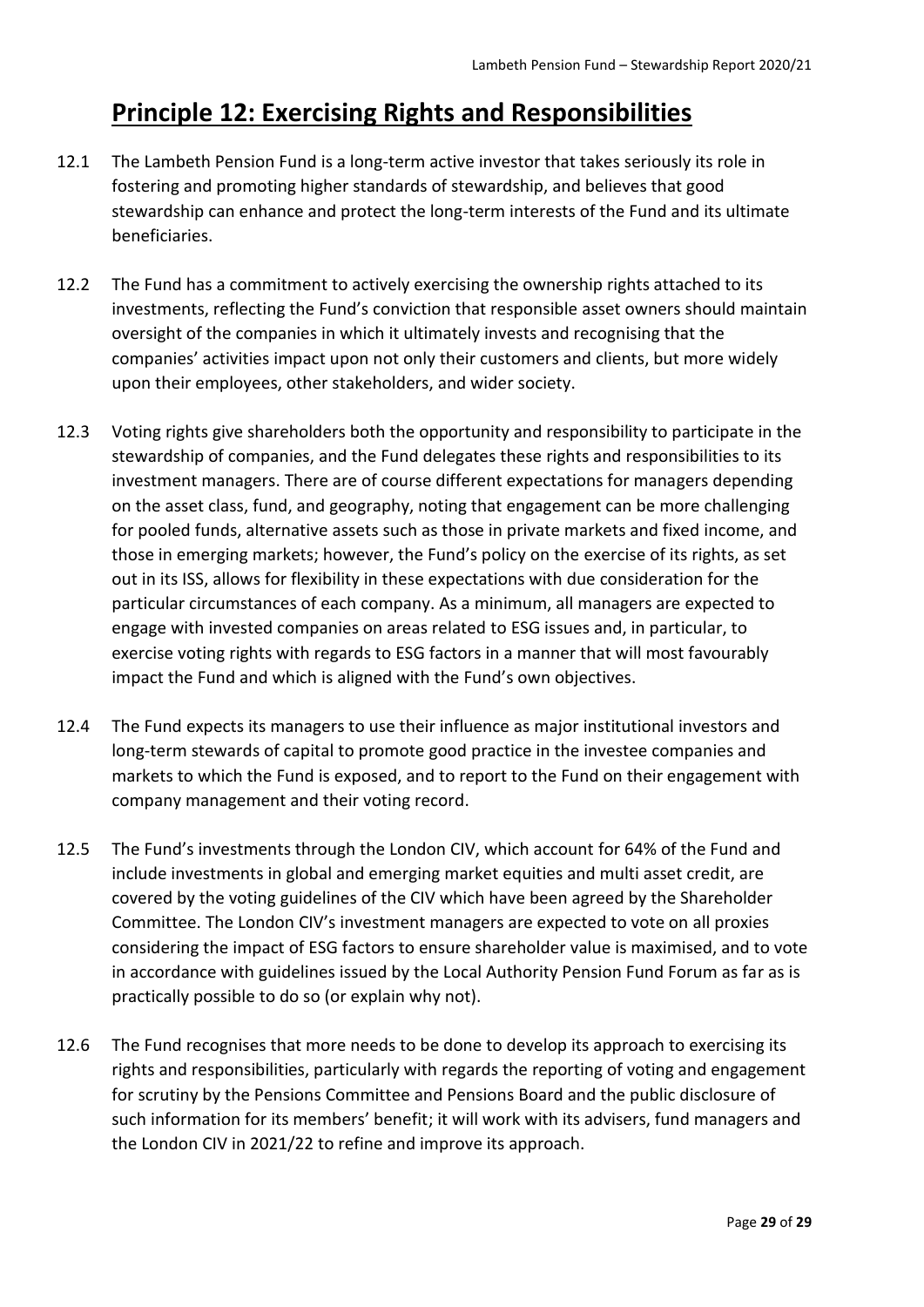## Principle 12: Exercising Rights and Responsibilities

12.1 The Lambeth Pension Fund is a long-term active investor that takes seriously its role in fostering and promoting higher standards of stewardship, and believes that good stewardship can enhance and protect the long-term interests of the Fund and its ultimate beneficiaries.

12.2 The Fund has a commitment to actively exercising the ownership rights attached to its investments, reflecting the Fund's conviction that responsible asset owners should maintain oversight of the companies in which it ultimately invests and recognising that the companies' activities impact upon not only their customers and clients, but more widely upon their employees, other stakeholders, and wider society.

12.3 Voting rights give shareholders both the opportunity and responsibility to participate in the stewardship of companies, and the Fund delegates these rights and responsibilities to its investment managers. There are of course different expectations for managers depending on the asset class, fund, and geography, noting that engagement can be more challenging for pooled funds, alternative assets such as those in private markets and fixed income, and those in emerging markets; however, the Fund's policy on the exercise of its rights, as set out in its ISS, allows for flexibility in these expectations with due consideration for the particular circumstances of each company. As a minimum, all managers are expected to engage with invested companies on areas related to ESG issues and, in particular, to exercise voting rights with regards to ESG factors in a manner that will most favourably impact the Fund and which is aligned with the Fund's own objectives.

12.4 The Fund expects its managers to use their influence as major institutional investors and long-term stewards of capital to promote good practice in the investee companies and markets to which the Fund is exposed, and to report to the Fund on their engagement with company management and their voting record.

12.5 The Fund's investments through the London CIV, which account for 64% of the Fund and include investments in global and emerging market equities and multi asset credit, are covered by the voting guidelines of the CIV which have been agreed by the Shareholder Committee. The London CIV's investment managers are expected to vote on all proxies considering the impact of ESG factors to ensure shareholder value is maximised, and to vote in accordance with guidelines issued by the Local Authority Pension Fund Forum as far as is practically possible to do so (or explain why not).

12.6 The Fund recognises that more needs to be done to develop its approach to exercising its rights and responsibilities, particularly with regards the reporting of voting and engagement for scrutiny by the Pensions Committee and Pensions Board and the public disclosure of such information for its members' benefit; it will work with its advisers, fund managers and the London CIV in 2021/22 to refine and improve its approach.